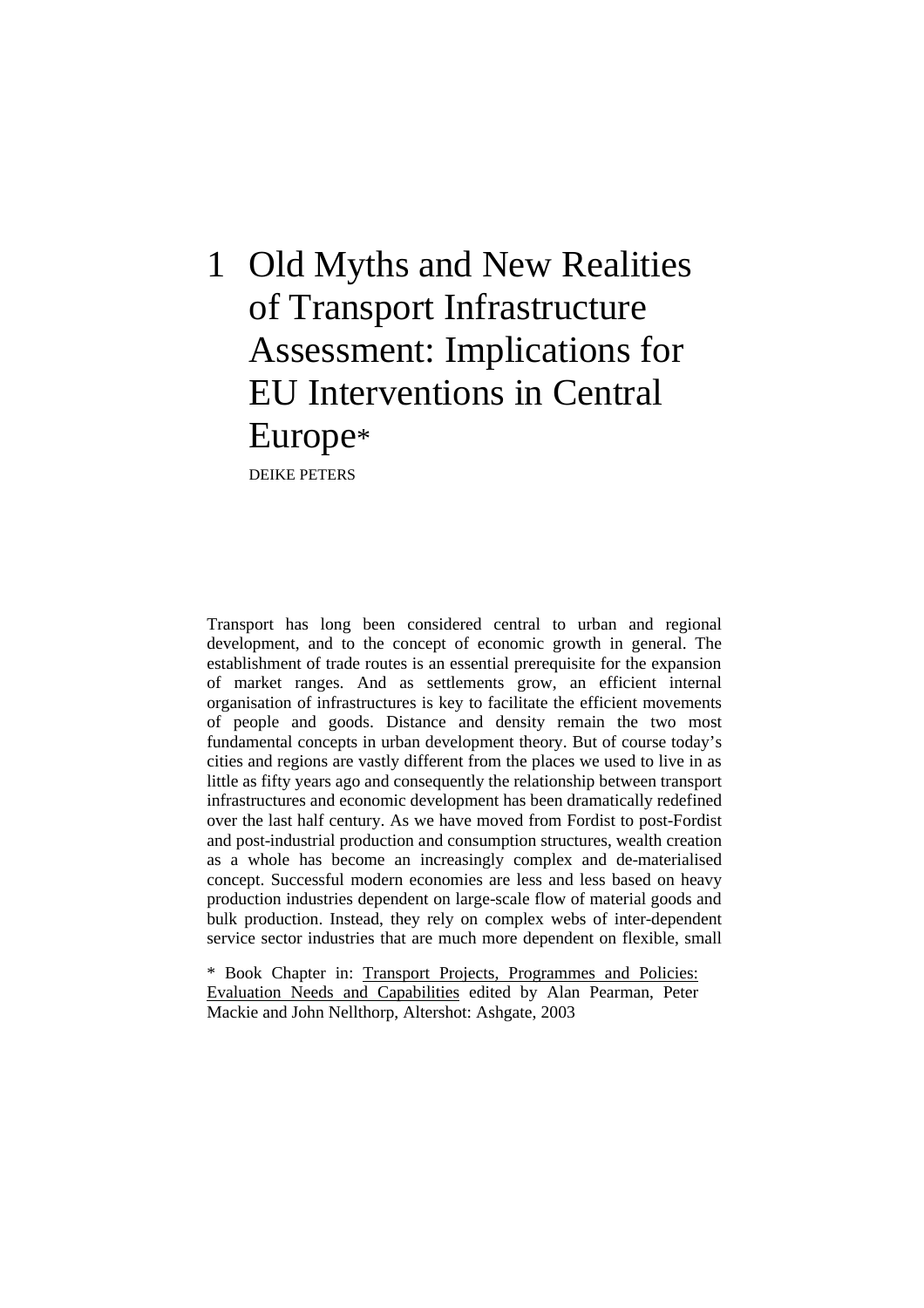# 1 Old Myths and New Realities of Transport Infrastructure Assessment: Implications for EU Interventions in Central Europe*

DEIKE PETERS

Transport has long been considered central to urban and regional development, and to the concept of economic growth in general. The establishment of trade routes is an essential prerequisite for the expansion of market ranges. And as settlements grow, an efficient internal organisation of infrastructures is key to facilitate the efficient movements of people and goods. Distance and density remain the two most fundamental concepts in urban development theory. But of course today's cities and regions are vastly different from the places we used to live in as little as fifty years ago and consequently the relationship between transport infrastructures and economic development has been dramatically redefined over the last half century. As we have moved from Fordist to post-Fordist and post-industrial production and consumption structures, wealth creation as a whole has become an increasingly complex and de-materialised concept. Successful modern economies are less and less based on heavy production industries dependent on large-scale flow of material goods and bulk production. Instead, they rely on complex webs of inter-dependent service sector industries that are much more dependent on flexible, small

\* Book Chapter in: Transport Projects, Programmes and Policies: Evaluation Needs and Capabilities edited by Alan Pearman, Peter Mackie and John Nellthorp, Altershot: Ashgate, 2003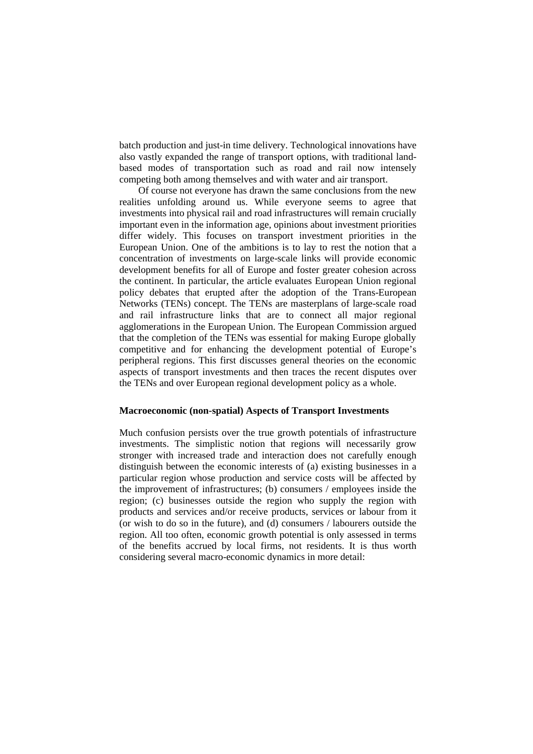batch production and just-in time delivery. Technological innovations have also vastly expanded the range of transport options, with traditional land-based modes of transportation such as road and rail now intensely competing both among themselves and with water and air transport.

Of course not everyone has drawn the same conclusions from the new realities unfolding around us. While everyone seems to agree that investments into physical rail and road infrastructures will remain crucially important even in the information age, opinions about investment priorities differ widely. This focuses on transport investment priorities in the European Union. One of the ambitions is to lay to rest the notion that a concentration of investments on large-scale links will provide economic development benefits for all of Europe and foster greater cohesion across the continent. In particular, the article evaluates European Union regional policy debates that erupted after the adoption of the Trans-European Networks (TENs) concept. The TENs are masterplans of large-scale road and rail infrastructure links that are to connect all major regional agglomerations in the European Union. The European Commission argued that the completion of the TENs was essential for making Europe globally competitive and for enhancing the development potential of Europe's peripheral regions. This first discusses general theories on the economic aspects of transport investments and then traces the recent disputes over the TENs and over European regional development policy as a whole.

## Macroeconomic (non-spatial) Aspects of Transport Investments

Much confusion persists over the true growth potentials of infrastructure investments. The simplistic notion that regions will necessarily grow stronger with increased trade and interaction does not carefully enough distinguish between the economic interests of (a) existing businesses in a particular region whose production and service costs will be affected by the improvement of infrastructures; (b) consumers / employees inside the region; (c) businesses outside the region who supply the region with products and services and/or receive products, services or labour from it (or wish to do so in the future), and (d) consumers / labourers outside the region. All too often, economic growth potential is only assessed in terms of the benefits accrued by local firms, not residents. It is thus worth considering several macro-economic dynamics in more detail: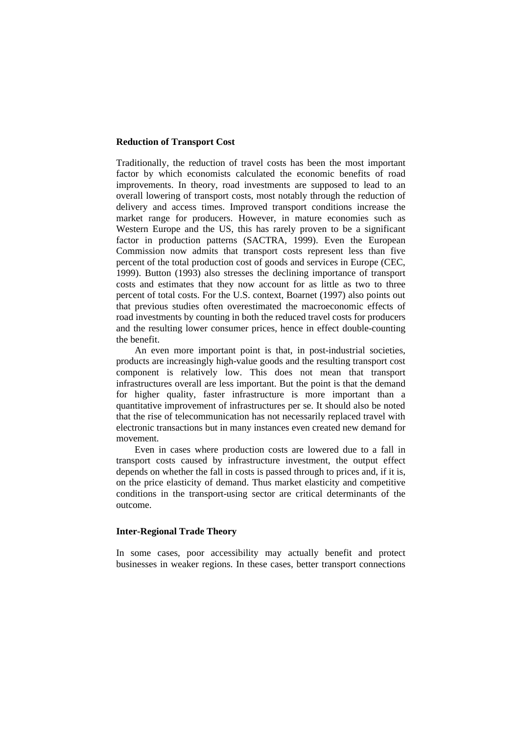### Reduction of Transport Cost

Traditionally, the reduction of travel costs has been the most important factor by which economists calculated the economic benefits of road improvements. In theory, road investments are supposed to lead to an overall lowering of transport costs, most notably through the reduction of delivery and access times. Improved transport conditions increase the market range for producers. However, in mature economies such as Western Europe and the US, this has rarely proven to be a significant factor in production patterns (SACTRA, 1999). Even the European Commission now admits that transport costs represent less than five percent of the total production cost of goods and services in Europe (CEC, 1999). Button (1993) also stresses the declining importance of transport costs and estimates that they now account for as little as two to three percent of total costs. For the U.S. context, Boarnet (1997) also points out that previous studies often overestimated the macroeconomic effects of road investments by counting in both the reduced travel costs for producers and the resulting lower consumer prices, hence in effect double-counting the benefit.

An even more important point is that, in post-industrial societies, products are increasingly high-value goods and the resulting transport cost component is relatively low. This does not mean that transport infrastructures overall are less important. But the point is that the demand for higher quality, faster infrastructure is more important than a quantitative improvement of infrastructures per se. It should also be noted that the rise of telecommunication has not necessarily replaced travel with electronic transactions but in many instances even created new demand for movement.

Even in cases where production costs are lowered due to a fall in transport costs caused by infrastructure investment, the output effect depends on whether the fall in costs is passed through to prices and, if it is, on the price elasticity of demand. Thus market elasticity and competitive conditions in the transport-using sector are critical determinants of the outcome.

### Inter-Regional Trade Theory

In some cases, poor accessibility may actually benefit and protect businesses in weaker regions. In these cases, better transport connections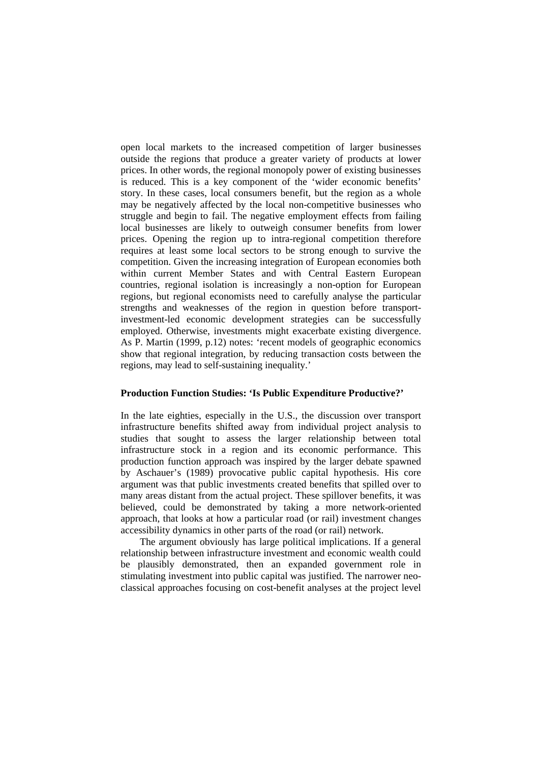open local markets to the increased competition of larger businesses outside the regions that produce a greater variety of products at lower prices. In other words, the regional monopoly power of existing businesses is reduced. This is a key component of the 'wider economic benefits' story. In these cases, local consumers benefit, but the region as a whole may be negatively affected by the local non-competitive businesses who struggle and begin to fail. The negative employment effects from failing local businesses are likely to outweigh consumer benefits from lower prices. Opening the region up to intra-regional competition therefore requires at least some local sectors to be strong enough to survive the competition. Given the increasing integration of European economies both within current Member States and with Central Eastern European countries, regional isolation is increasingly a non-option for European regions, but regional economists need to carefully analyse the particular strengths and weaknesses of the region in question before transport-investment-led economic development strategies can be successfully employed. Otherwise, investments might exacerbate existing divergence. As P. Martin (1999, p.12) notes: 'recent models of geographic economics show that regional integration, by reducing transaction costs between the regions, may lead to self-sustaining inequality.'

**Production Function Studies: 'Is Public Expenditure Productive?'**

In the late eighties, especially in the U.S., the discussion over transport infrastructure benefits shifted away from individual project analysis to studies that sought to assess the larger relationship between total infrastructure stock in a region and its economic performance. This production function approach was inspired by the larger debate spawned by Aschauer's (1989) provocative public capital hypothesis. His core argument was that public investments created benefits that spilled over to many areas distant from the actual project. These spillover benefits, it was believed, could be demonstrated by taking a more network-oriented approach, that looks at how a particular road (or rail) investment changes accessibility dynamics in other parts of the road (or rail) network.

The argument obviously has large political implications. If a general relationship between infrastructure investment and economic wealth could be plausibly demonstrated, then an expanded government role in stimulating investment into public capital was justified. The narrower neo-classical approaches focusing on cost-benefit analyses at the project level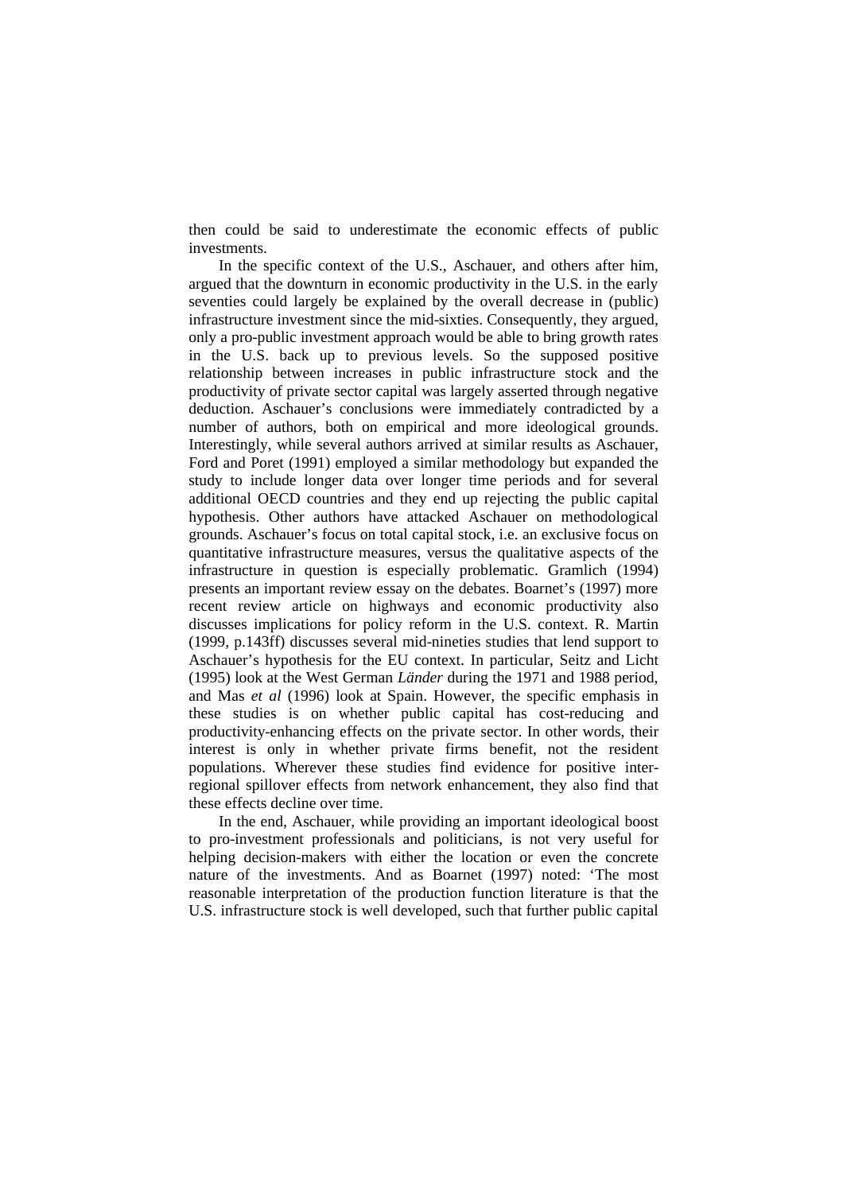then could be said to underestimate the economic effects of public investments.

In the specific context of the U.S., Aschauer, and others after him, argued that the downturn in economic productivity in the U.S. in the early seventies could largely be explained by the overall decrease in (public) infrastructure investment since the mid-sixties. Consequently, they argued, only a pro-public investment approach would be able to bring growth rates in the U.S. back up to previous levels. So the supposed positive relationship between increases in public infrastructure stock and the productivity of private sector capital was largely asserted through negative deduction. Aschauer's conclusions were immediately contradicted by a number of authors, both on empirical and more ideological grounds. Interestingly, while several authors arrived at similar results as Aschauer, Ford and Poret (1991) employed a similar methodology but expanded the study to include longer data over longer time periods and for several additional OECD countries and they end up rejecting the public capital hypothesis. Other authors have attacked Aschauer on methodological grounds. Aschauer's focus on total capital stock, i.e. an exclusive focus on quantitative infrastructure measures, versus the qualitative aspects of the infrastructure in question is especially problematic. Gramlich (1994) presents an important review essay on the debates. Boarnet's (1997) more recent review article on highways and economic productivity also discusses implications for policy reform in the U.S. context. R. Martin (1999, p.143ff) discusses several mid-nineties studies that lend support to Aschauer's hypothesis for the EU context. In particular, Seitz and Licht (1995) look at the West German *Länder* during the 1971 and 1988 period, and Mas *et al* (1996) look at Spain. However, the specific emphasis in these studies is on whether public capital has cost-reducing and productivity-enhancing effects on the private sector. In other words, their interest is only in whether private firms benefit, not the resident populations. Wherever these studies find evidence for positive inter-regional spillover effects from network enhancement, they also find that these effects decline over time.

In the end, Aschauer, while providing an important ideological boost to pro-investment professionals and politicians, is not very useful for helping decision-makers with either the location or even the concrete nature of the investments. And as Boarnet (1997) noted: 'The most reasonable interpretation of the production function literature is that the U.S. infrastructure stock is well developed, such that further public capital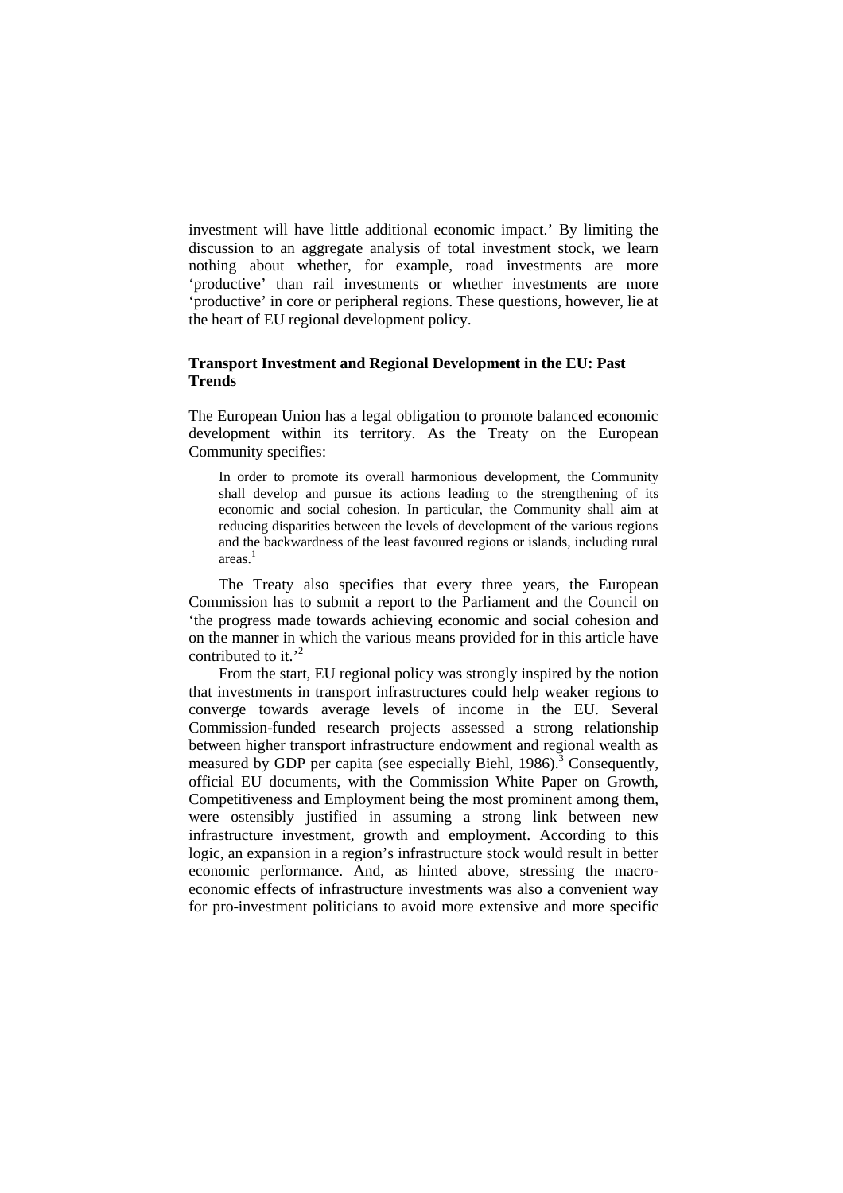investment will have little additional economic impact.' By limiting the discussion to an aggregate analysis of total investment stock, we learn nothing about whether, for example, road investments are more 'productive' than rail investments or whether investments are more 'productive' in core or peripheral regions. These questions, however, lie at the heart of EU regional development policy.

## Transport Investment and Regional Development in the EU: Past Trends

The European Union has a legal obligation to promote balanced economic development within its territory. As the Treaty on the European Community specifies:

> In order to promote its overall harmonious development, the Community shall develop and pursue its actions leading to the strengthening of its economic and social cohesion. In particular, the Community shall aim at reducing disparities between the levels of development of the various regions and the backwardness of the least favoured regions or islands, including rural areas.[1]

The Treaty also specifies that every three years, the European Commission has to submit a report to the Parliament and the Council on 'the progress made towards achieving economic and social cohesion and on the manner in which the various means provided for in this article have contributed to it.'[2]

From the start, EU regional policy was strongly inspired by the notion that investments in transport infrastructures could help weaker regions to converge towards average levels of income in the EU. Several Commission-funded research projects assessed a strong relationship between higher transport infrastructure endowment and regional wealth as measured by GDP per capita (see especially Biehl, 1986).[3] Consequently, official EU documents, with the Commission White Paper on Growth, Competitiveness and Employment being the most prominent among them, were ostensibly justified in assuming a strong link between new infrastructure investment, growth and employment. According to this logic, an expansion in a region's infrastructure stock would result in better economic performance. And, as hinted above, stressing the macro-economic effects of infrastructure investments was also a convenient way for pro-investment politicians to avoid more extensive and more specific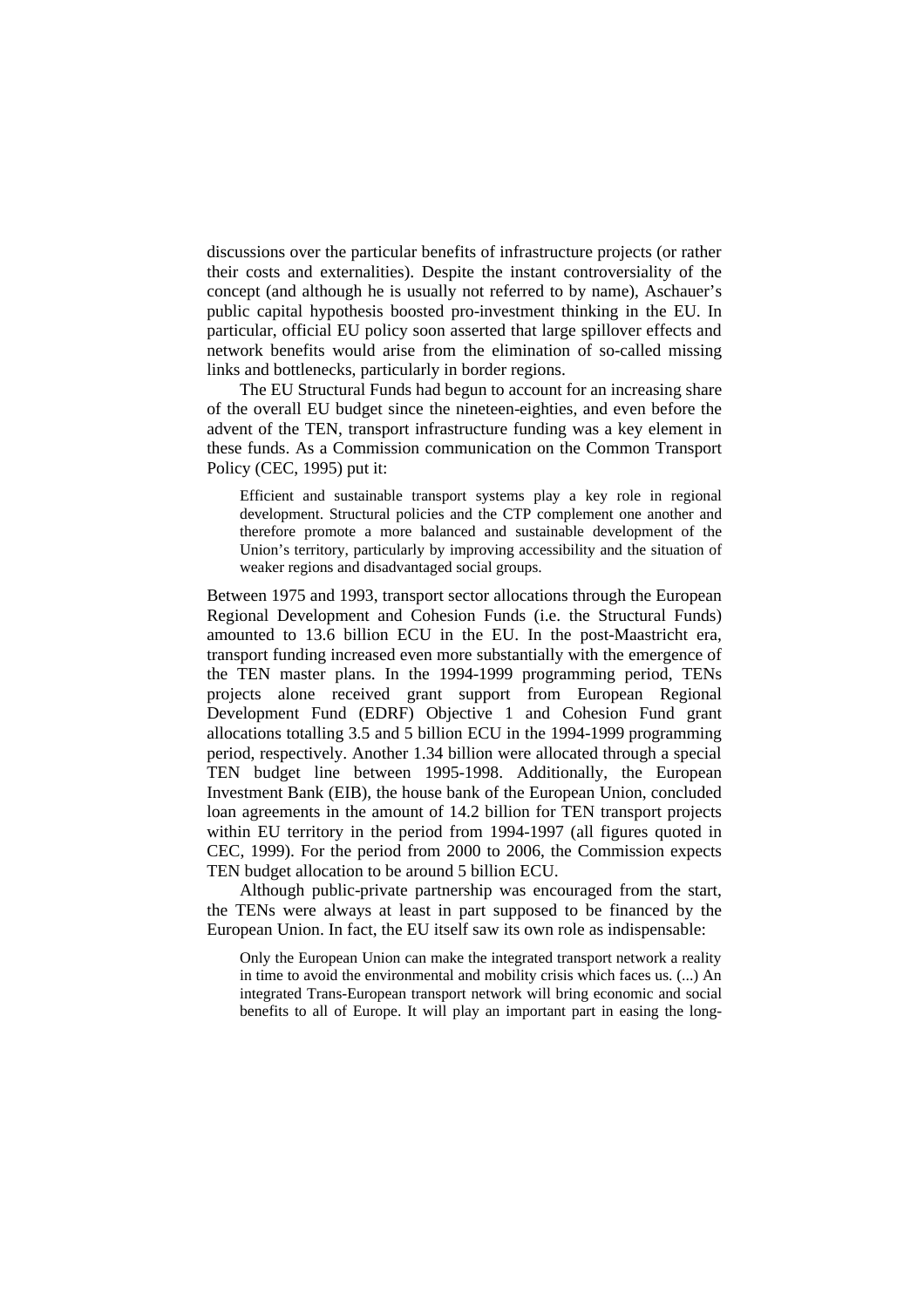discussions over the particular benefits of infrastructure projects (or rather their costs and externalities). Despite the instant controversiality of the concept (and although he is usually not referred to by name), Aschauer's public capital hypothesis boosted pro-investment thinking in the EU. In particular, official EU policy soon asserted that large spillover effects and network benefits would arise from the elimination of so-called missing links and bottlenecks, particularly in border regions.

The EU Structural Funds had begun to account for an increasing share of the overall EU budget since the nineteen-eighties, and even before the advent of the TEN, transport infrastructure funding was a key element in these funds. As a Commission communication on the Common Transport Policy (CEC, 1995) put it:

> Efficient and sustainable transport systems play a key role in regional development. Structural policies and the CTP complement one another and therefore promote a more balanced and sustainable development of the Union's territory, particularly by improving accessibility and the situation of weaker regions and disadvantaged social groups.

Between 1975 and 1993, transport sector allocations through the European Regional Development and Cohesion Funds (i.e. the Structural Funds) amounted to 13.6 billion ECU in the EU. In the post-Maastricht era, transport funding increased even more substantially with the emergence of the TEN master plans. In the 1994-1999 programming period, TENs projects alone received grant support from European Regional Development Fund (EDRF) Objective 1 and Cohesion Fund grant allocations totalling 3.5 and 5 billion ECU in the 1994-1999 programming period, respectively. Another 1.34 billion were allocated through a special TEN budget line between 1995-1998. Additionally, the European Investment Bank (EIB), the house bank of the European Union, concluded loan agreements in the amount of 14.2 billion for TEN transport projects within EU territory in the period from 1994-1997 (all figures quoted in CEC, 1999). For the period from 2000 to 2006, the Commission expects TEN budget allocation to be around 5 billion ECU.

Although public-private partnership was encouraged from the start, the TENs were always at least in part supposed to be financed by the European Union. In fact, the EU itself saw its own role as indispensable:

> Only the European Union can make the integrated transport network a reality in time to avoid the environmental and mobility crisis which faces us. (...) An integrated Trans-European transport network will bring economic and social benefits to all of Europe. It will play an important part in easing the long-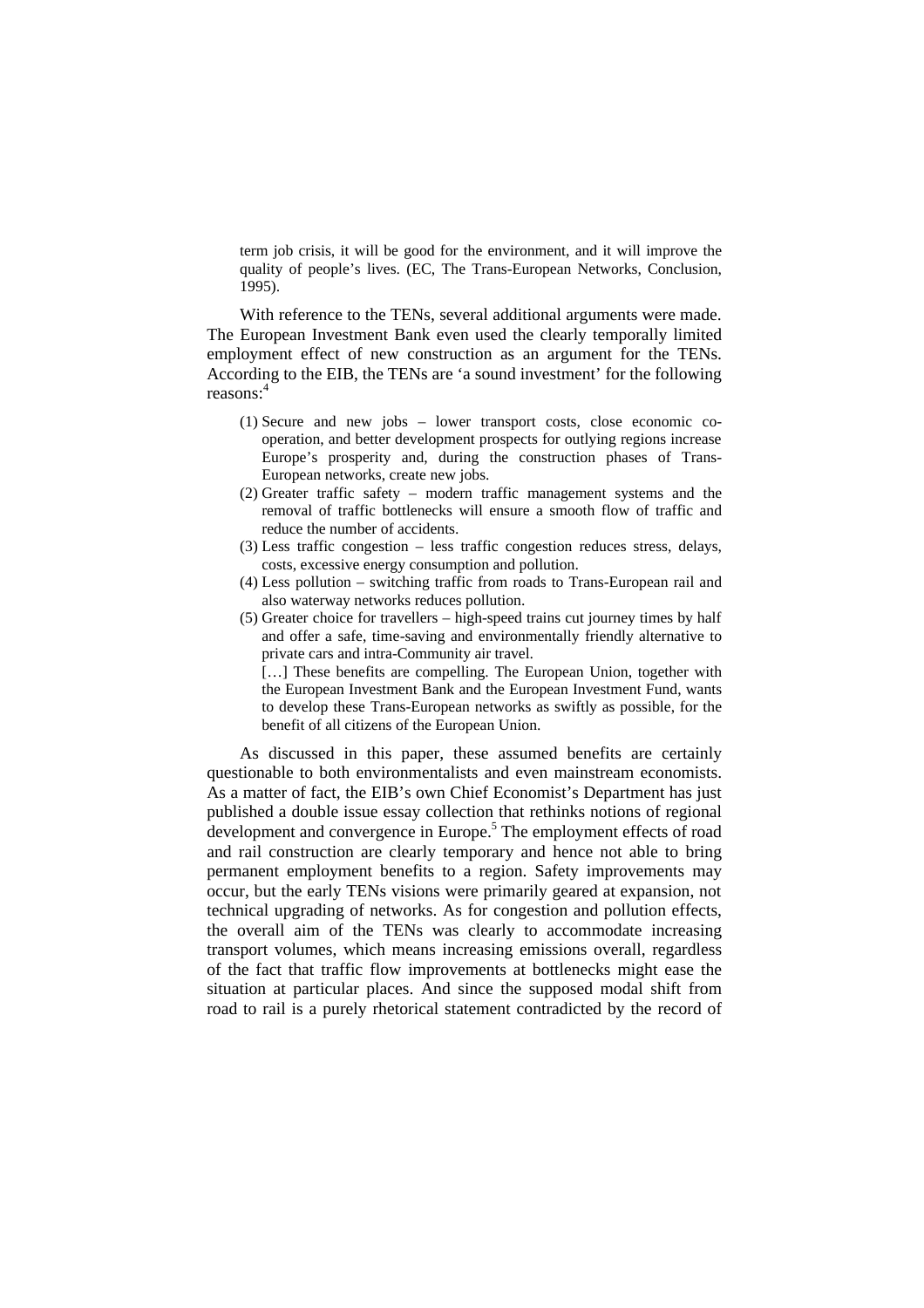> term job crisis, it will be good for the environment, and it will improve the quality of people's lives. (EC, The Trans-European Networks, Conclusion, 1995).

With reference to the TENs, several additional arguments were made. The European Investment Bank even used the clearly temporally limited employment effect of new construction as an argument for the TENs. According to the EIB, the TENs are 'a sound investment' for the following reasons:[4]

> (1) Secure and new jobs – lower transport costs, close economic co-operation, and better development prospects for outlying regions increase Europe's prosperity and, during the construction phases of Trans-European networks, create new jobs.
> (2) Greater traffic safety – modern traffic management systems and the removal of traffic bottlenecks will ensure a smooth flow of traffic and reduce the number of accidents.
> (3) Less traffic congestion – less traffic congestion reduces stress, delays, costs, excessive energy consumption and pollution.
> (4) Less pollution – switching traffic from roads to Trans-European rail and also waterway networks reduces pollution.
> (5) Greater choice for travellers – high-speed trains cut journey times by half and offer a safe, time-saving and environmentally friendly alternative to private cars and intra-Community air travel.
>
> […] These benefits are compelling. The European Union, together with the European Investment Bank and the European Investment Fund, wants to develop these Trans-European networks as swiftly as possible, for the benefit of all citizens of the European Union.

As discussed in this paper, these assumed benefits are certainly questionable to both environmentalists and even mainstream economists. As a matter of fact, the EIB's own Chief Economist's Department has just published a double issue essay collection that rethinks notions of regional development and convergence in Europe.[5] The employment effects of road and rail construction are clearly temporary and hence not able to bring permanent employment benefits to a region. Safety improvements may occur, but the early TENs visions were primarily geared at expansion, not technical upgrading of networks. As for congestion and pollution effects, the overall aim of the TENs was clearly to accommodate increasing transport volumes, which means increasing emissions overall, regardless of the fact that traffic flow improvements at bottlenecks might ease the situation at particular places. And since the supposed modal shift from road to rail is a purely rhetorical statement contradicted by the record of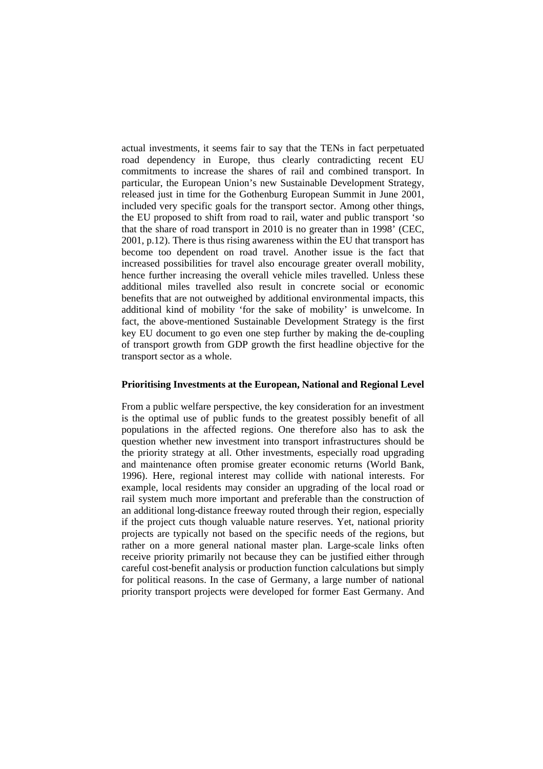actual investments, it seems fair to say that the TENs in fact perpetuated road dependency in Europe, thus clearly contradicting recent EU commitments to increase the shares of rail and combined transport. In particular, the European Union's new Sustainable Development Strategy, released just in time for the Gothenburg European Summit in June 2001, included very specific goals for the transport sector. Among other things, the EU proposed to shift from road to rail, water and public transport 'so that the share of road transport in 2010 is no greater than in 1998' (CEC, 2001, p.12). There is thus rising awareness within the EU that transport has become too dependent on road travel. Another issue is the fact that increased possibilities for travel also encourage greater overall mobility, hence further increasing the overall vehicle miles travelled. Unless these additional miles travelled also result in concrete social or economic benefits that are not outweighed by additional environmental impacts, this additional kind of mobility 'for the sake of mobility' is unwelcome. In fact, the above-mentioned Sustainable Development Strategy is the first key EU document to go even one step further by making the de-coupling of transport growth from GDP growth the first headline objective for the transport sector as a whole.

**Prioritising Investments at the European, National and Regional Level**

From a public welfare perspective, the key consideration for an investment is the optimal use of public funds to the greatest possibly benefit of all populations in the affected regions. One therefore also has to ask the question whether new investment into transport infrastructures should be the priority strategy at all. Other investments, especially road upgrading and maintenance often promise greater economic returns (World Bank, 1996). Here, regional interest may collide with national interests. For example, local residents may consider an upgrading of the local road or rail system much more important and preferable than the construction of an additional long-distance freeway routed through their region, especially if the project cuts though valuable nature reserves. Yet, national priority projects are typically not based on the specific needs of the regions, but rather on a more general national master plan. Large-scale links often receive priority primarily not because they can be justified either through careful cost-benefit analysis or production function calculations but simply for political reasons. In the case of Germany, a large number of national priority transport projects were developed for former East Germany. And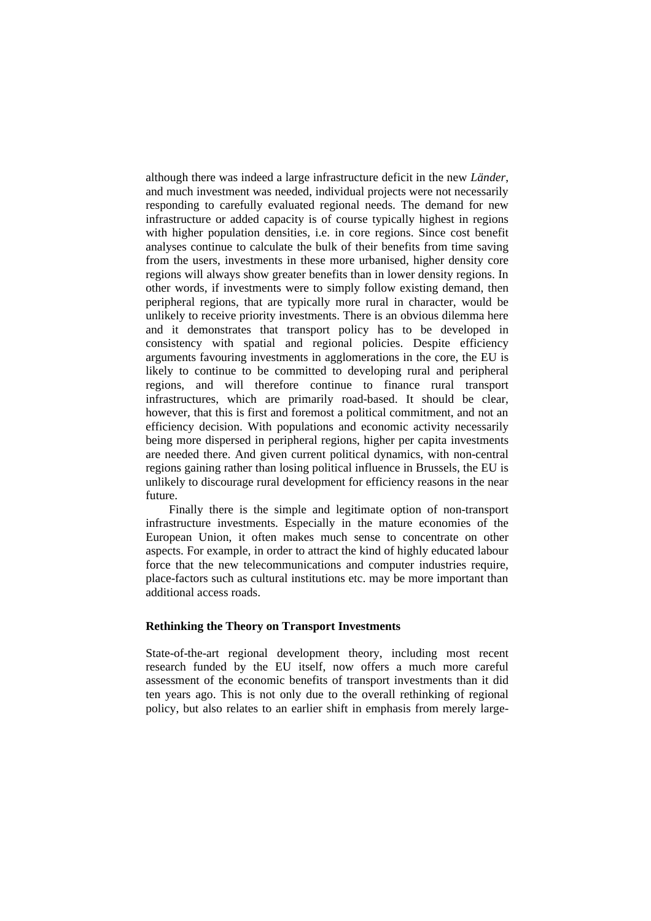although there was indeed a large infrastructure deficit in the new *Länder*, and much investment was needed, individual projects were not necessarily responding to carefully evaluated regional needs. The demand for new infrastructure or added capacity is of course typically highest in regions with higher population densities, i.e. in core regions. Since cost benefit analyses continue to calculate the bulk of their benefits from time saving from the users, investments in these more urbanised, higher density core regions will always show greater benefits than in lower density regions. In other words, if investments were to simply follow existing demand, then peripheral regions, that are typically more rural in character, would be unlikely to receive priority investments. There is an obvious dilemma here and it demonstrates that transport policy has to be developed in consistency with spatial and regional policies. Despite efficiency arguments favouring investments in agglomerations in the core, the EU is likely to continue to be committed to developing rural and peripheral regions, and will therefore continue to finance rural transport infrastructures, which are primarily road-based. It should be clear, however, that this is first and foremost a political commitment, and not an efficiency decision. With populations and economic activity necessarily being more dispersed in peripheral regions, higher per capita investments are needed there. And given current political dynamics, with non-central regions gaining rather than losing political influence in Brussels, the EU is unlikely to discourage rural development for efficiency reasons in the near future.

Finally there is the simple and legitimate option of non-transport infrastructure investments. Especially in the mature economies of the European Union, it often makes much sense to concentrate on other aspects. For example, in order to attract the kind of highly educated labour force that the new telecommunications and computer industries require, place-factors such as cultural institutions etc. may be more important than additional access roads.

### Rethinking the Theory on Transport Investments

State-of-the-art regional development theory, including most recent research funded by the EU itself, now offers a much more careful assessment of the economic benefits of transport investments than it did ten years ago. This is not only due to the overall rethinking of regional policy, but also relates to an earlier shift in emphasis from merely large-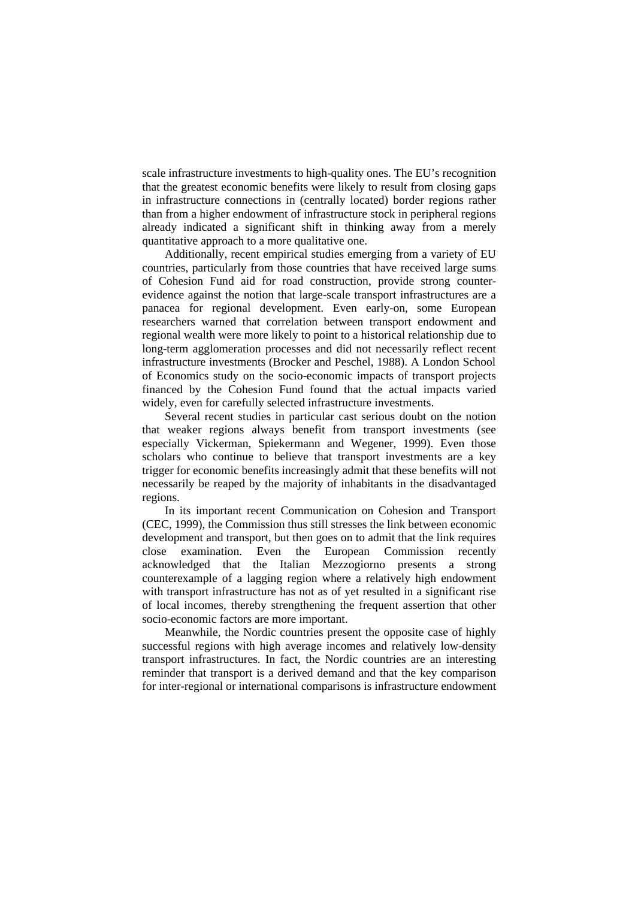scale infrastructure investments to high-quality ones. The EU's recognition that the greatest economic benefits were likely to result from closing gaps in infrastructure connections in (centrally located) border regions rather than from a higher endowment of infrastructure stock in peripheral regions already indicated a significant shift in thinking away from a merely quantitative approach to a more qualitative one.

Additionally, recent empirical studies emerging from a variety of EU countries, particularly from those countries that have received large sums of Cohesion Fund aid for road construction, provide strong counter-evidence against the notion that large-scale transport infrastructures are a panacea for regional development. Even early-on, some European researchers warned that correlation between transport endowment and regional wealth were more likely to point to a historical relationship due to long-term agglomeration processes and did not necessarily reflect recent infrastructure investments (Brocker and Peschel, 1988). A London School of Economics study on the socio-economic impacts of transport projects financed by the Cohesion Fund found that the actual impacts varied widely, even for carefully selected infrastructure investments.

Several recent studies in particular cast serious doubt on the notion that weaker regions always benefit from transport investments (see especially Vickerman, Spiekermann and Wegener, 1999). Even those scholars who continue to believe that transport investments are a key trigger for economic benefits increasingly admit that these benefits will not necessarily be reaped by the majority of inhabitants in the disadvantaged regions.

In its important recent Communication on Cohesion and Transport (CEC, 1999), the Commission thus still stresses the link between economic development and transport, but then goes on to admit that the link requires close examination. Even the European Commission recently acknowledged that the Italian Mezzogiorno presents a strong counterexample of a lagging region where a relatively high endowment with transport infrastructure has not as of yet resulted in a significant rise of local incomes, thereby strengthening the frequent assertion that other socio-economic factors are more important.

Meanwhile, the Nordic countries present the opposite case of highly successful regions with high average incomes and relatively low-density transport infrastructures. In fact, the Nordic countries are an interesting reminder that transport is a derived demand and that the key comparison for inter-regional or international comparisons is infrastructure endowment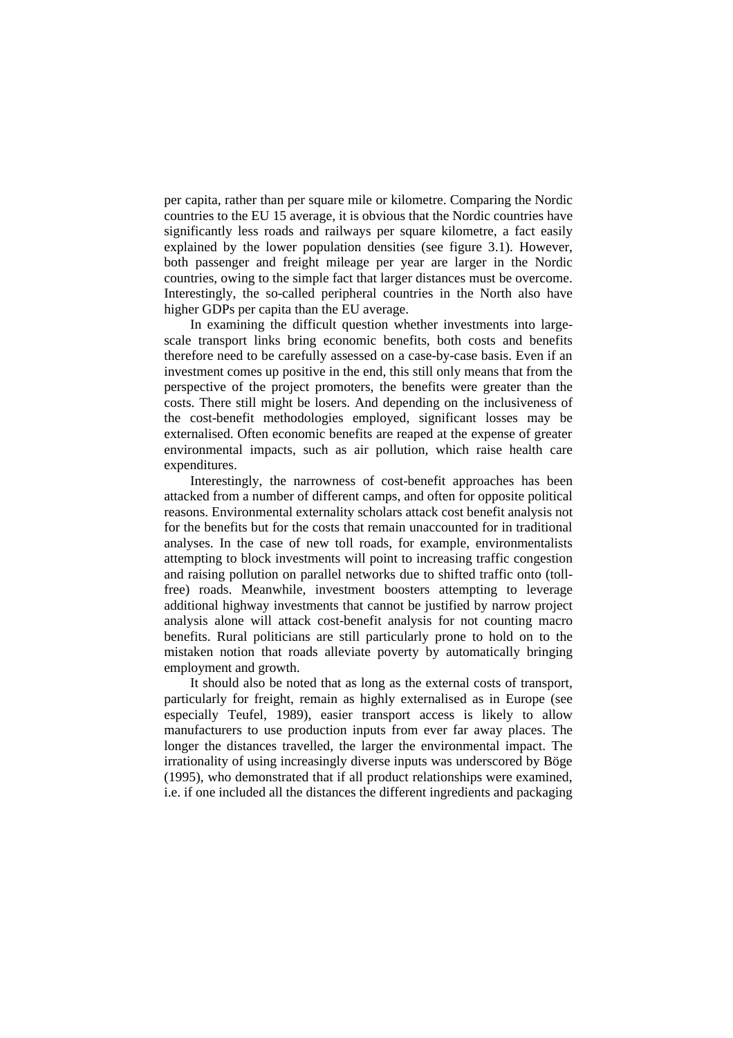per capita, rather than per square mile or kilometre. Comparing the Nordic countries to the EU 15 average, it is obvious that the Nordic countries have significantly less roads and railways per square kilometre, a fact easily explained by the lower population densities (see figure 3.1). However, both passenger and freight mileage per year are larger in the Nordic countries, owing to the simple fact that larger distances must be overcome. Interestingly, the so-called peripheral countries in the North also have higher GDPs per capita than the EU average.

In examining the difficult question whether investments into large-scale transport links bring economic benefits, both costs and benefits therefore need to be carefully assessed on a case-by-case basis. Even if an investment comes up positive in the end, this still only means that from the perspective of the project promoters, the benefits were greater than the costs. There still might be losers. And depending on the inclusiveness of the cost-benefit methodologies employed, significant losses may be externalised. Often economic benefits are reaped at the expense of greater environmental impacts, such as air pollution, which raise health care expenditures.

Interestingly, the narrowness of cost-benefit approaches has been attacked from a number of different camps, and often for opposite political reasons. Environmental externality scholars attack cost benefit analysis not for the benefits but for the costs that remain unaccounted for in traditional analyses. In the case of new toll roads, for example, environmentalists attempting to block investments will point to increasing traffic congestion and raising pollution on parallel networks due to shifted traffic onto (toll-free) roads. Meanwhile, investment boosters attempting to leverage additional highway investments that cannot be justified by narrow project analysis alone will attack cost-benefit analysis for not counting macro benefits. Rural politicians are still particularly prone to hold on to the mistaken notion that roads alleviate poverty by automatically bringing employment and growth.

It should also be noted that as long as the external costs of transport, particularly for freight, remain as highly externalised as in Europe (see especially Teufel, 1989), easier transport access is likely to allow manufacturers to use production inputs from ever far away places. The longer the distances travelled, the larger the environmental impact. The irrationality of using increasingly diverse inputs was underscored by Böge (1995), who demonstrated that if all product relationships were examined, i.e. if one included all the distances the different ingredients and packaging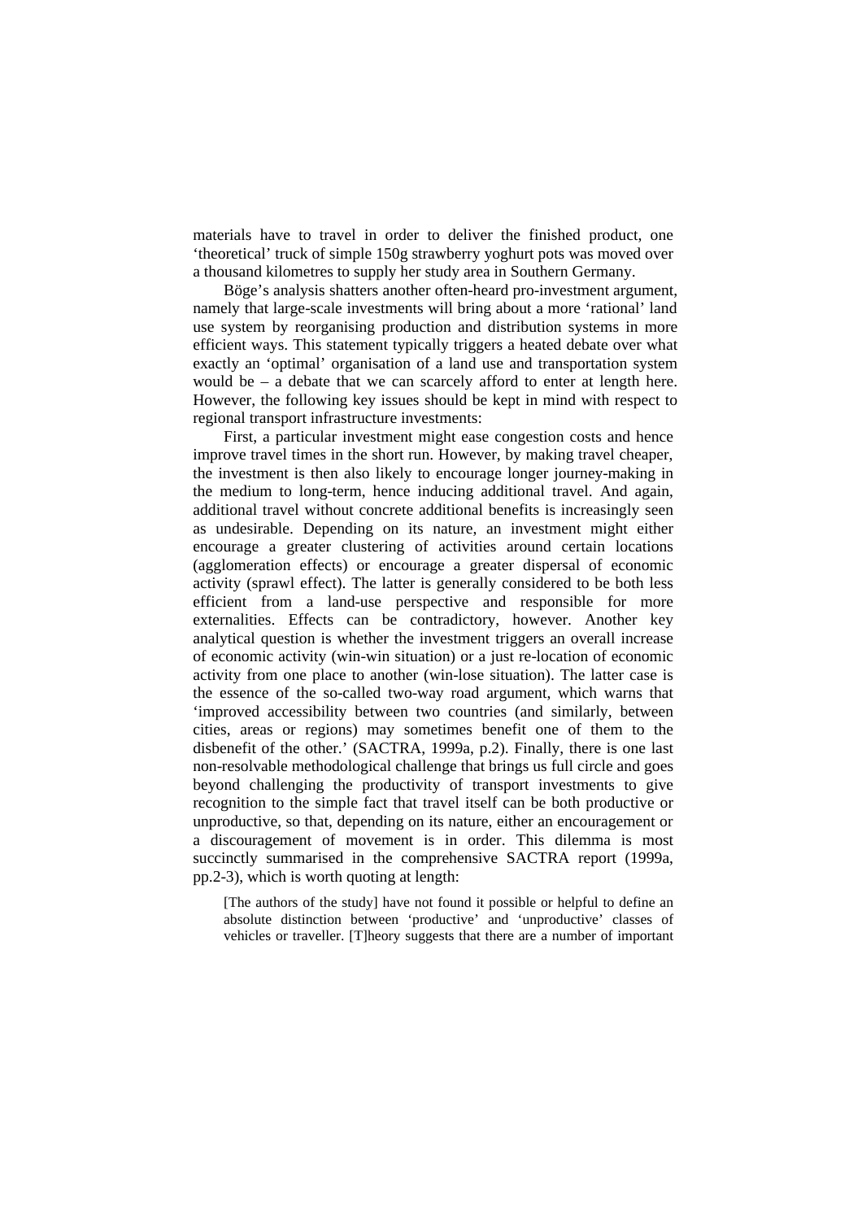materials have to travel in order to deliver the finished product, one 'theoretical' truck of simple 150g strawberry yoghurt pots was moved over a thousand kilometres to supply her study area in Southern Germany.

Böge's analysis shatters another often-heard pro-investment argument, namely that large-scale investments will bring about a more 'rational' land use system by reorganising production and distribution systems in more efficient ways. This statement typically triggers a heated debate over what exactly an 'optimal' organisation of a land use and transportation system would be – a debate that we can scarcely afford to enter at length here. However, the following key issues should be kept in mind with respect to regional transport infrastructure investments:

First, a particular investment might ease congestion costs and hence improve travel times in the short run. However, by making travel cheaper, the investment is then also likely to encourage longer journey-making in the medium to long-term, hence inducing additional travel. And again, additional travel without concrete additional benefits is increasingly seen as undesirable. Depending on its nature, an investment might either encourage a greater clustering of activities around certain locations (agglomeration effects) or encourage a greater dispersal of economic activity (sprawl effect). The latter is generally considered to be both less efficient from a land-use perspective and responsible for more externalities. Effects can be contradictory, however. Another key analytical question is whether the investment triggers an overall increase of economic activity (win-win situation) or a just re-location of economic activity from one place to another (win-lose situation). The latter case is the essence of the so-called two-way road argument, which warns that 'improved accessibility between two countries (and similarly, between cities, areas or regions) may sometimes benefit one of them to the disbenefit of the other.' (SACTRA, 1999a, p.2). Finally, there is one last non-resolvable methodological challenge that brings us full circle and goes beyond challenging the productivity of transport investments to give recognition to the simple fact that travel itself can be both productive or unproductive, so that, depending on its nature, either an encouragement or a discouragement of movement is in order. This dilemma is most succinctly summarised in the comprehensive SACTRA report (1999a, pp.2-3), which is worth quoting at length:

> [The authors of the study] have not found it possible or helpful to define an absolute distinction between 'productive' and 'unproductive' classes of vehicles or traveller. [T]heory suggests that there are a number of important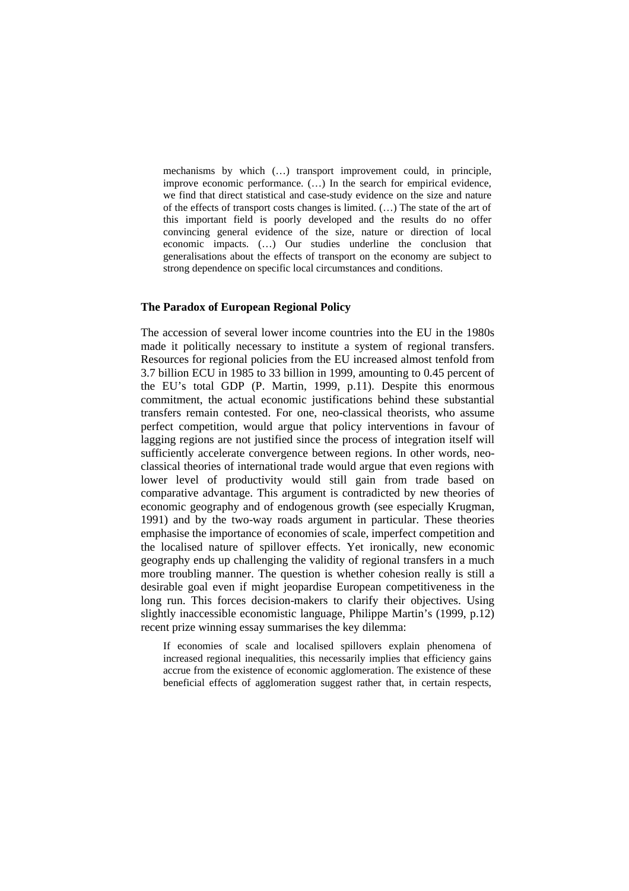> mechanisms by which (…) transport improvement could, in principle, improve economic performance. (…) In the search for empirical evidence, we find that direct statistical and case-study evidence on the size and nature of the effects of transport costs changes is limited. (…) The state of the art of this important field is poorly developed and the results do no offer convincing general evidence of the size, nature or direction of local economic impacts. (…) Our studies underline the conclusion that generalisations about the effects of transport on the economy are subject to strong dependence on specific local circumstances and conditions.

## The Paradox of European Regional Policy

The accession of several lower income countries into the EU in the 1980s made it politically necessary to institute a system of regional transfers. Resources for regional policies from the EU increased almost tenfold from 3.7 billion ECU in 1985 to 33 billion in 1999, amounting to 0.45 percent of the EU's total GDP (P. Martin, 1999, p.11). Despite this enormous commitment, the actual economic justifications behind these substantial transfers remain contested. For one, neo-classical theorists, who assume perfect competition, would argue that policy interventions in favour of lagging regions are not justified since the process of integration itself will sufficiently accelerate convergence between regions. In other words, neo-classical theories of international trade would argue that even regions with lower level of productivity would still gain from trade based on comparative advantage. This argument is contradicted by new theories of economic geography and of endogenous growth (see especially Krugman, 1991) and by the two-way roads argument in particular. These theories emphasise the importance of economies of scale, imperfect competition and the localised nature of spillover effects. Yet ironically, new economic geography ends up challenging the validity of regional transfers in a much more troubling manner. The question is whether cohesion really is still a desirable goal even if might jeopardise European competitiveness in the long run. This forces decision-makers to clarify their objectives. Using slightly inaccessible economistic language, Philippe Martin's (1999, p.12) recent prize winning essay summarises the key dilemma:

> If economies of scale and localised spillovers explain phenomena of increased regional inequalities, this necessarily implies that efficiency gains accrue from the existence of economic agglomeration. The existence of these beneficial effects of agglomeration suggest rather that, in certain respects,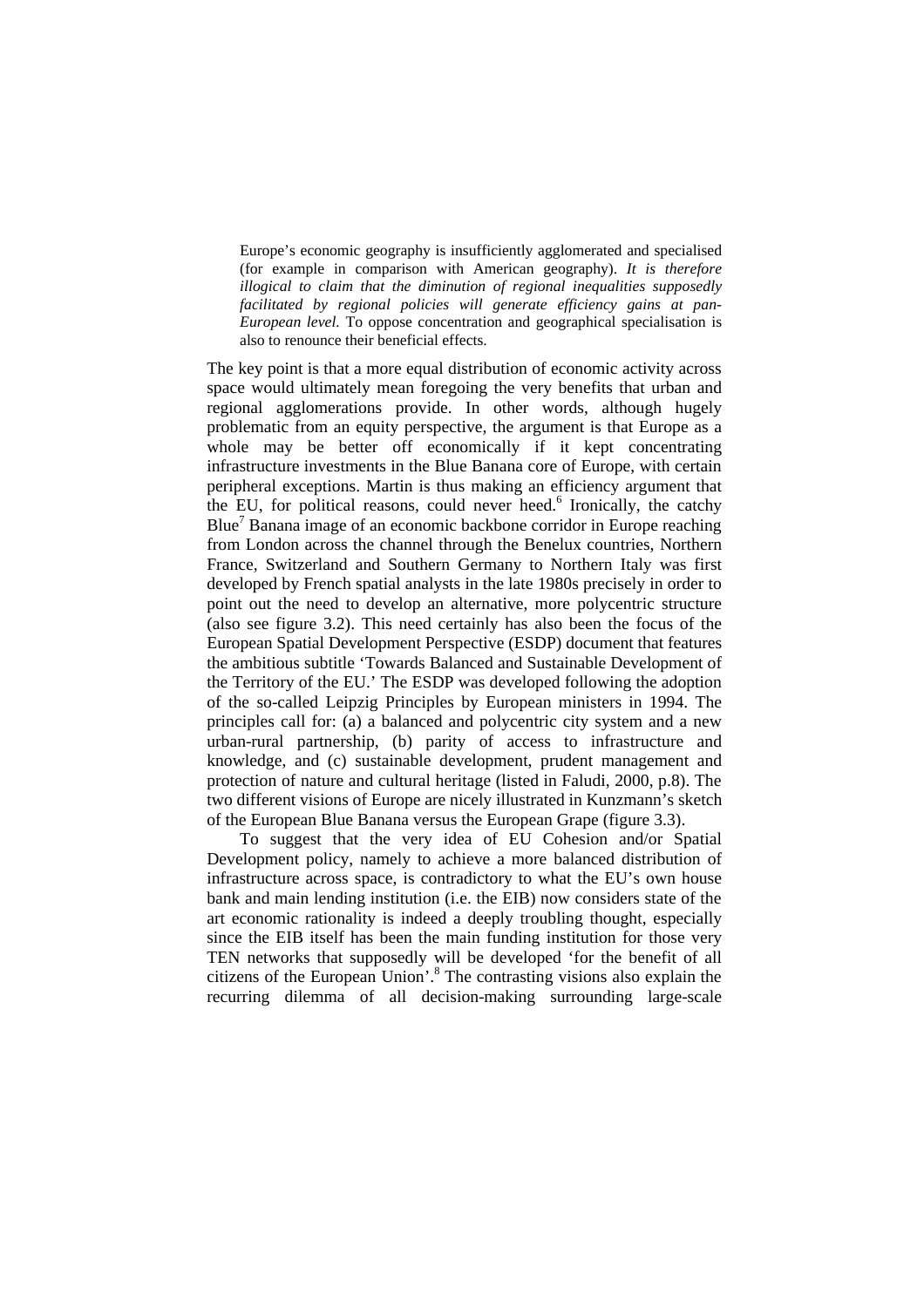> Europe's economic geography is insufficiently agglomerated and specialised (for example in comparison with American geography). *It is therefore illogical to claim that the diminution of regional inequalities supposedly facilitated by regional policies will generate efficiency gains at pan-European level.* To oppose concentration and geographical specialisation is also to renounce their beneficial effects.

The key point is that a more equal distribution of economic activity across space would ultimately mean foregoing the very benefits that urban and regional agglomerations provide. In other words, although hugely problematic from an equity perspective, the argument is that Europe as a whole may be better off economically if it kept concentrating infrastructure investments in the Blue Banana core of Europe, with certain peripheral exceptions. Martin is thus making an efficiency argument that the EU, for political reasons, could never heed.[6] Ironically, the catchy Blue[7] Banana image of an economic backbone corridor in Europe reaching from London across the channel through the Benelux countries, Northern France, Switzerland and Southern Germany to Northern Italy was first developed by French spatial analysts in the late 1980s precisely in order to point out the need to develop an alternative, more polycentric structure (also see figure 3.2). This need certainly has also been the focus of the European Spatial Development Perspective (ESDP) document that features the ambitious subtitle 'Towards Balanced and Sustainable Development of the Territory of the EU.' The ESDP was developed following the adoption of the so-called Leipzig Principles by European ministers in 1994. The principles call for: (a) a balanced and polycentric city system and a new urban-rural partnership, (b) parity of access to infrastructure and knowledge, and (c) sustainable development, prudent management and protection of nature and cultural heritage (listed in Faludi, 2000, p.8). The two different visions of Europe are nicely illustrated in Kunzmann's sketch of the European Blue Banana versus the European Grape (figure 3.3).

To suggest that the very idea of EU Cohesion and/or Spatial Development policy, namely to achieve a more balanced distribution of infrastructure across space, is contradictory to what the EU's own house bank and main lending institution (i.e. the EIB) now considers state of the art economic rationality is indeed a deeply troubling thought, especially since the EIB itself has been the main funding institution for those very TEN networks that supposedly will be developed 'for the benefit of all citizens of the European Union'.[8] The contrasting visions also explain the recurring dilemma of all decision-making surrounding large-scale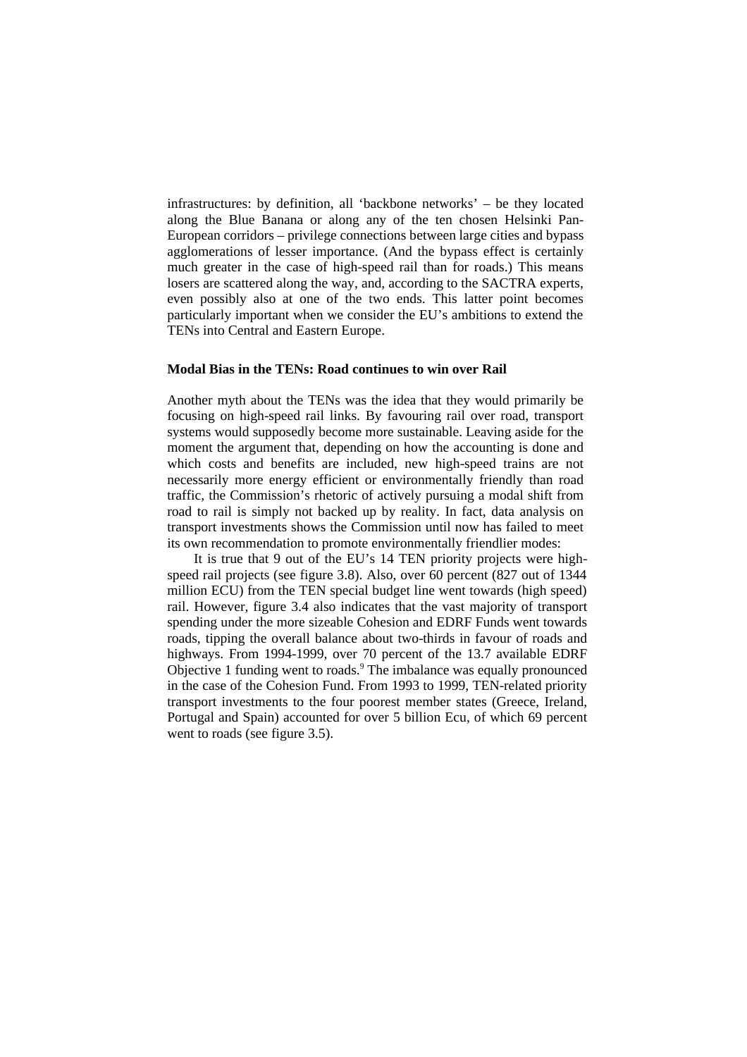infrastructures: by definition, all 'backbone networks' – be they located along the Blue Banana or along any of the ten chosen Helsinki Pan-European corridors – privilege connections between large cities and bypass agglomerations of lesser importance. (And the bypass effect is certainly much greater in the case of high-speed rail than for roads.) This means losers are scattered along the way, and, according to the SACTRA experts, even possibly also at one of the two ends. This latter point becomes particularly important when we consider the EU's ambitions to extend the TENs into Central and Eastern Europe.

### Modal Bias in the TENs: Road continues to win over Rail

Another myth about the TENs was the idea that they would primarily be focusing on high-speed rail links. By favouring rail over road, transport systems would supposedly become more sustainable. Leaving aside for the moment the argument that, depending on how the accounting is done and which costs and benefits are included, new high-speed trains are not necessarily more energy efficient or environmentally friendly than road traffic, the Commission's rhetoric of actively pursuing a modal shift from road to rail is simply not backed up by reality. In fact, data analysis on transport investments shows the Commission until now has failed to meet its own recommendation to promote environmentally friendlier modes:

It is true that 9 out of the EU's 14 TEN priority projects were high-speed rail projects (see figure 3.8). Also, over 60 percent (827 out of 1344 million ECU) from the TEN special budget line went towards (high speed) rail. However, figure 3.4 also indicates that the vast majority of transport spending under the more sizeable Cohesion and EDRF Funds went towards roads, tipping the overall balance about two-thirds in favour of roads and highways. From 1994-1999, over 70 percent of the 13.7 available EDRF Objective 1 funding went to roads.[9] The imbalance was equally pronounced in the case of the Cohesion Fund. From 1993 to 1999, TEN-related priority transport investments to the four poorest member states (Greece, Ireland, Portugal and Spain) accounted for over 5 billion Ecu, of which 69 percent went to roads (see figure 3.5).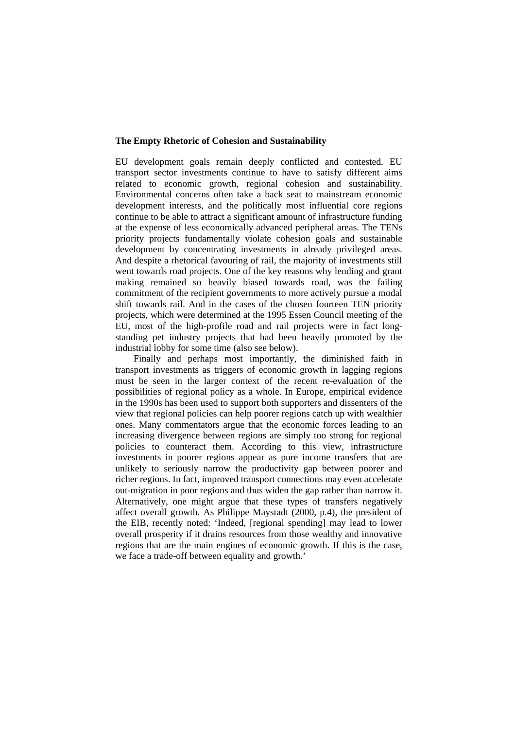**The Empty Rhetoric of Cohesion and Sustainability**

EU development goals remain deeply conflicted and contested. EU transport sector investments continue to have to satisfy different aims related to economic growth, regional cohesion and sustainability. Environmental concerns often take a back seat to mainstream economic development interests, and the politically most influential core regions continue to be able to attract a significant amount of infrastructure funding at the expense of less economically advanced peripheral areas. The TENs priority projects fundamentally violate cohesion goals and sustainable development by concentrating investments in already privileged areas. And despite a rhetorical favouring of rail, the majority of investments still went towards road projects. One of the key reasons why lending and grant making remained so heavily biased towards road, was the failing commitment of the recipient governments to more actively pursue a modal shift towards rail. And in the cases of the chosen fourteen TEN priority projects, which were determined at the 1995 Essen Council meeting of the EU, most of the high-profile road and rail projects were in fact long-standing pet industry projects that had been heavily promoted by the industrial lobby for some time (also see below).

Finally and perhaps most importantly, the diminished faith in transport investments as triggers of economic growth in lagging regions must be seen in the larger context of the recent re-evaluation of the possibilities of regional policy as a whole. In Europe, empirical evidence in the 1990s has been used to support both supporters and dissenters of the view that regional policies can help poorer regions catch up with wealthier ones. Many commentators argue that the economic forces leading to an increasing divergence between regions are simply too strong for regional policies to counteract them. According to this view, infrastructure investments in poorer regions appear as pure income transfers that are unlikely to seriously narrow the productivity gap between poorer and richer regions. In fact, improved transport connections may even accelerate out-migration in poor regions and thus widen the gap rather than narrow it. Alternatively, one might argue that these types of transfers negatively affect overall growth. As Philippe Maystadt (2000, p.4), the president of the EIB, recently noted: 'Indeed, [regional spending] may lead to lower overall prosperity if it drains resources from those wealthy and innovative regions that are the main engines of economic growth. If this is the case, we face a trade-off between equality and growth.'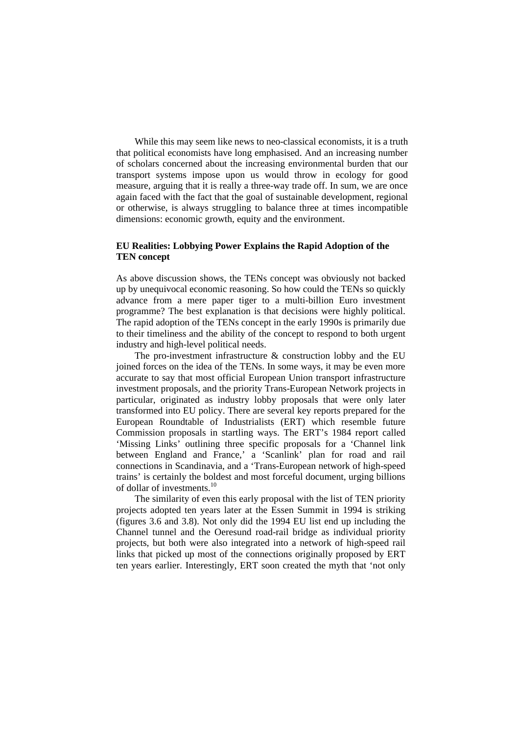While this may seem like news to neo-classical economists, it is a truth that political economists have long emphasised. And an increasing number of scholars concerned about the increasing environmental burden that our transport systems impose upon us would throw in ecology for good measure, arguing that it is really a three-way trade off. In sum, we are once again faced with the fact that the goal of sustainable development, regional or otherwise, is always struggling to balance three at times incompatible dimensions: economic growth, equity and the environment.

### EU Realities: Lobbying Power Explains the Rapid Adoption of the TEN concept

As above discussion shows, the TENs concept was obviously not backed up by unequivocal economic reasoning. So how could the TENs so quickly advance from a mere paper tiger to a multi-billion Euro investment programme? The best explanation is that decisions were highly political. The rapid adoption of the TENs concept in the early 1990s is primarily due to their timeliness and the ability of the concept to respond to both urgent industry and high-level political needs.

The pro-investment infrastructure & construction lobby and the EU joined forces on the idea of the TENs. In some ways, it may be even more accurate to say that most official European Union transport infrastructure investment proposals, and the priority Trans-European Network projects in particular, originated as industry lobby proposals that were only later transformed into EU policy. There are several key reports prepared for the European Roundtable of Industrialists (ERT) which resemble future Commission proposals in startling ways. The ERT's 1984 report called 'Missing Links' outlining three specific proposals for a 'Channel link between England and France,' a 'Scanlink' plan for road and rail connections in Scandinavia, and a 'Trans-European network of high-speed trains' is certainly the boldest and most forceful document, urging billions of dollar of investments.[10]

The similarity of even this early proposal with the list of TEN priority projects adopted ten years later at the Essen Summit in 1994 is striking (figures 3.6 and 3.8). Not only did the 1994 EU list end up including the Channel tunnel and the Oeresund road-rail bridge as individual priority projects, but both were also integrated into a network of high-speed rail links that picked up most of the connections originally proposed by ERT ten years earlier. Interestingly, ERT soon created the myth that 'not only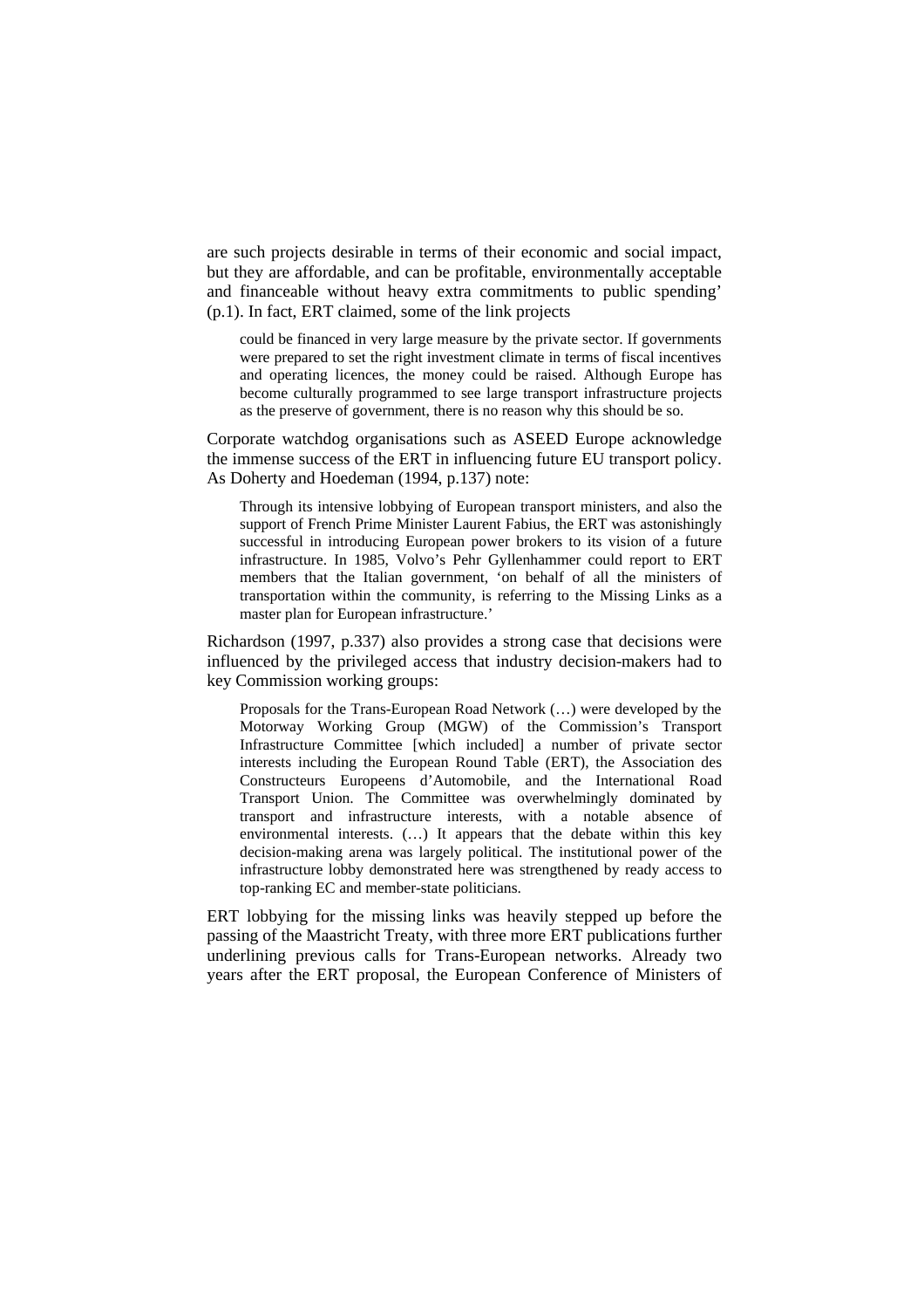are such projects desirable in terms of their economic and social impact, but they are affordable, and can be profitable, environmentally acceptable and financeable without heavy extra commitments to public spending' (p.1). In fact, ERT claimed, some of the link projects

> could be financed in very large measure by the private sector. If governments were prepared to set the right investment climate in terms of fiscal incentives and operating licences, the money could be raised. Although Europe has become culturally programmed to see large transport infrastructure projects as the preserve of government, there is no reason why this should be so.

Corporate watchdog organisations such as ASEED Europe acknowledge the immense success of the ERT in influencing future EU transport policy. As Doherty and Hoedeman (1994, p.137) note:

> Through its intensive lobbying of European transport ministers, and also the support of French Prime Minister Laurent Fabius, the ERT was astonishingly successful in introducing European power brokers to its vision of a future infrastructure. In 1985, Volvo's Pehr Gyllenhammer could report to ERT members that the Italian government, 'on behalf of all the ministers of transportation within the community, is referring to the Missing Links as a master plan for European infrastructure.'

Richardson (1997, p.337) also provides a strong case that decisions were influenced by the privileged access that industry decision-makers had to key Commission working groups:

> Proposals for the Trans-European Road Network (…) were developed by the Motorway Working Group (MGW) of the Commission's Transport Infrastructure Committee [which included] a number of private sector interests including the European Round Table (ERT), the Association des Constructeurs Europeens d'Automobile, and the International Road Transport Union. The Committee was overwhelmingly dominated by transport and infrastructure interests, with a notable absence of environmental interests. (…) It appears that the debate within this key decision-making arena was largely political. The institutional power of the infrastructure lobby demonstrated here was strengthened by ready access to top-ranking EC and member-state politicians.

ERT lobbying for the missing links was heavily stepped up before the passing of the Maastricht Treaty, with three more ERT publications further underlining previous calls for Trans-European networks. Already two years after the ERT proposal, the European Conference of Ministers of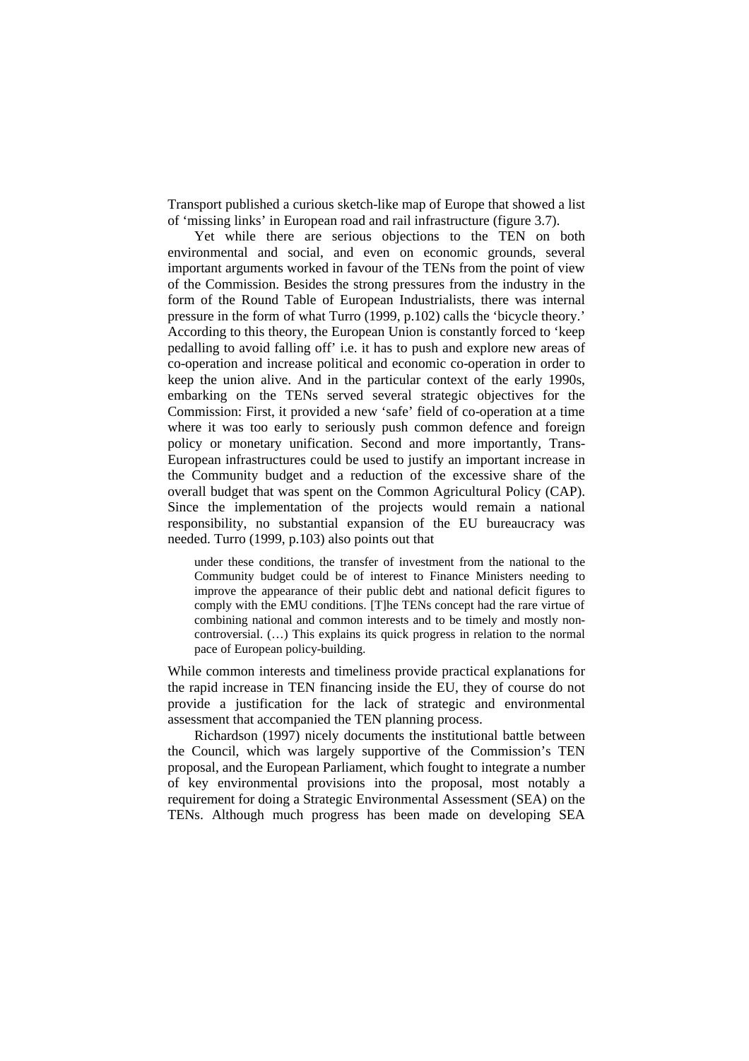Transport published a curious sketch-like map of Europe that showed a list of 'missing links' in European road and rail infrastructure (figure 3.7).

Yet while there are serious objections to the TEN on both environmental and social, and even on economic grounds, several important arguments worked in favour of the TENs from the point of view of the Commission. Besides the strong pressures from the industry in the form of the Round Table of European Industrialists, there was internal pressure in the form of what Turro (1999, p.102) calls the 'bicycle theory.' According to this theory, the European Union is constantly forced to 'keep pedalling to avoid falling off' i.e. it has to push and explore new areas of co-operation and increase political and economic co-operation in order to keep the union alive. And in the particular context of the early 1990s, embarking on the TENs served several strategic objectives for the Commission: First, it provided a new 'safe' field of co-operation at a time where it was too early to seriously push common defence and foreign policy or monetary unification. Second and more importantly, Trans-European infrastructures could be used to justify an important increase in the Community budget and a reduction of the excessive share of the overall budget that was spent on the Common Agricultural Policy (CAP). Since the implementation of the projects would remain a national responsibility, no substantial expansion of the EU bureaucracy was needed. Turro (1999, p.103) also points out that

> under these conditions, the transfer of investment from the national to the Community budget could be of interest to Finance Ministers needing to improve the appearance of their public debt and national deficit figures to comply with the EMU conditions. [T]he TENs concept had the rare virtue of combining national and common interests and to be timely and mostly non-controversial. (…) This explains its quick progress in relation to the normal pace of European policy-building.

While common interests and timeliness provide practical explanations for the rapid increase in TEN financing inside the EU, they of course do not provide a justification for the lack of strategic and environmental assessment that accompanied the TEN planning process.

Richardson (1997) nicely documents the institutional battle between the Council, which was largely supportive of the Commission's TEN proposal, and the European Parliament, which fought to integrate a number of key environmental provisions into the proposal, most notably a requirement for doing a Strategic Environmental Assessment (SEA) on the TENs. Although much progress has been made on developing SEA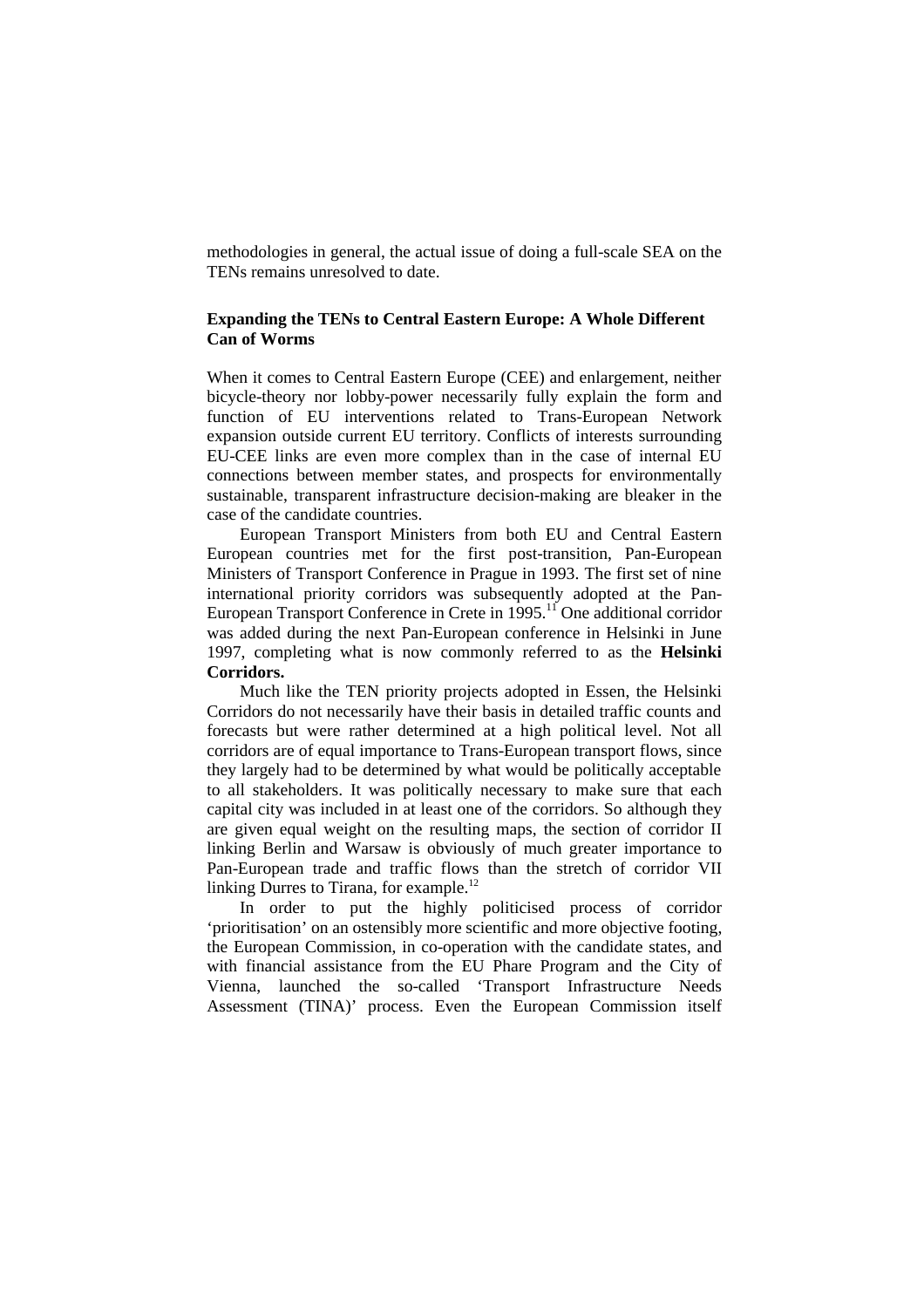methodologies in general, the actual issue of doing a full-scale SEA on the TENs remains unresolved to date.

### Expanding the TENs to Central Eastern Europe: A Whole Different Can of Worms

When it comes to Central Eastern Europe (CEE) and enlargement, neither bicycle-theory nor lobby-power necessarily fully explain the form and function of EU interventions related to Trans-European Network expansion outside current EU territory. Conflicts of interests surrounding EU-CEE links are even more complex than in the case of internal EU connections between member states, and prospects for environmentally sustainable, transparent infrastructure decision-making are bleaker in the case of the candidate countries.

European Transport Ministers from both EU and Central Eastern European countries met for the first post-transition, Pan-European Ministers of Transport Conference in Prague in 1993. The first set of nine international priority corridors was subsequently adopted at the Pan-European Transport Conference in Crete in 1995.[11] One additional corridor was added during the next Pan-European conference in Helsinki in June 1997, completing what is now commonly referred to as the **Helsinki Corridors.**

Much like the TEN priority projects adopted in Essen, the Helsinki Corridors do not necessarily have their basis in detailed traffic counts and forecasts but were rather determined at a high political level. Not all corridors are of equal importance to Trans-European transport flows, since they largely had to be determined by what would be politically acceptable to all stakeholders. It was politically necessary to make sure that each capital city was included in at least one of the corridors. So although they are given equal weight on the resulting maps, the section of corridor II linking Berlin and Warsaw is obviously of much greater importance to Pan-European trade and traffic flows than the stretch of corridor VII linking Durres to Tirana, for example.[12]

In order to put the highly politicised process of corridor 'prioritisation' on an ostensibly more scientific and more objective footing, the European Commission, in co-operation with the candidate states, and with financial assistance from the EU Phare Program and the City of Vienna, launched the so-called 'Transport Infrastructure Needs Assessment (TINA)' process. Even the European Commission itself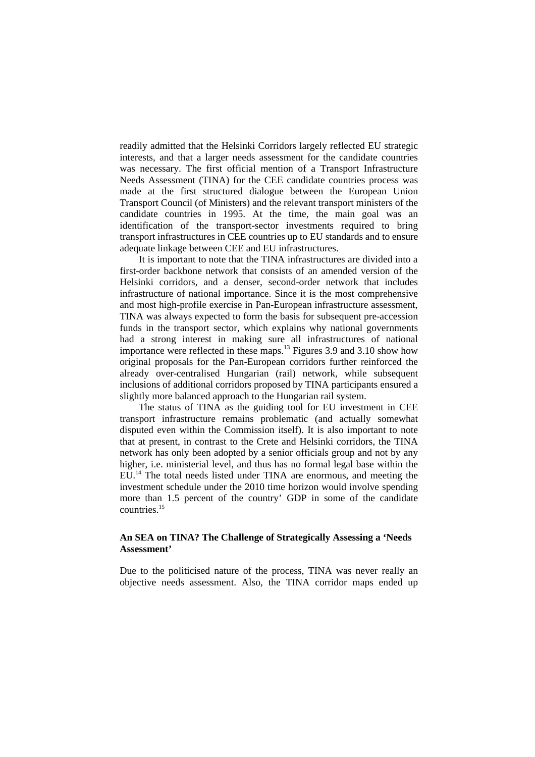readily admitted that the Helsinki Corridors largely reflected EU strategic interests, and that a larger needs assessment for the candidate countries was necessary. The first official mention of a Transport Infrastructure Needs Assessment (TINA) for the CEE candidate countries process was made at the first structured dialogue between the European Union Transport Council (of Ministers) and the relevant transport ministers of the candidate countries in 1995. At the time, the main goal was an identification of the transport-sector investments required to bring transport infrastructures in CEE countries up to EU standards and to ensure adequate linkage between CEE and EU infrastructures.

It is important to note that the TINA infrastructures are divided into a first-order backbone network that consists of an amended version of the Helsinki corridors, and a denser, second-order network that includes infrastructure of national importance. Since it is the most comprehensive and most high-profile exercise in Pan-European infrastructure assessment, TINA was always expected to form the basis for subsequent pre-accession funds in the transport sector, which explains why national governments had a strong interest in making sure all infrastructures of national importance were reflected in these maps.[13] Figures 3.9 and 3.10 show how original proposals for the Pan-European corridors further reinforced the already over-centralised Hungarian (rail) network, while subsequent inclusions of additional corridors proposed by TINA participants ensured a slightly more balanced approach to the Hungarian rail system.

The status of TINA as the guiding tool for EU investment in CEE transport infrastructure remains problematic (and actually somewhat disputed even within the Commission itself). It is also important to note that at present, in contrast to the Crete and Helsinki corridors, the TINA network has only been adopted by a senior officials group and not by any higher, i.e. ministerial level, and thus has no formal legal base within the EU.[14] The total needs listed under TINA are enormous, and meeting the investment schedule under the 2010 time horizon would involve spending more than 1.5 percent of the country' GDP in some of the candidate countries.[15]

### An SEA on TINA? The Challenge of Strategically Assessing a 'Needs Assessment'

Due to the politicised nature of the process, TINA was never really an objective needs assessment. Also, the TINA corridor maps ended up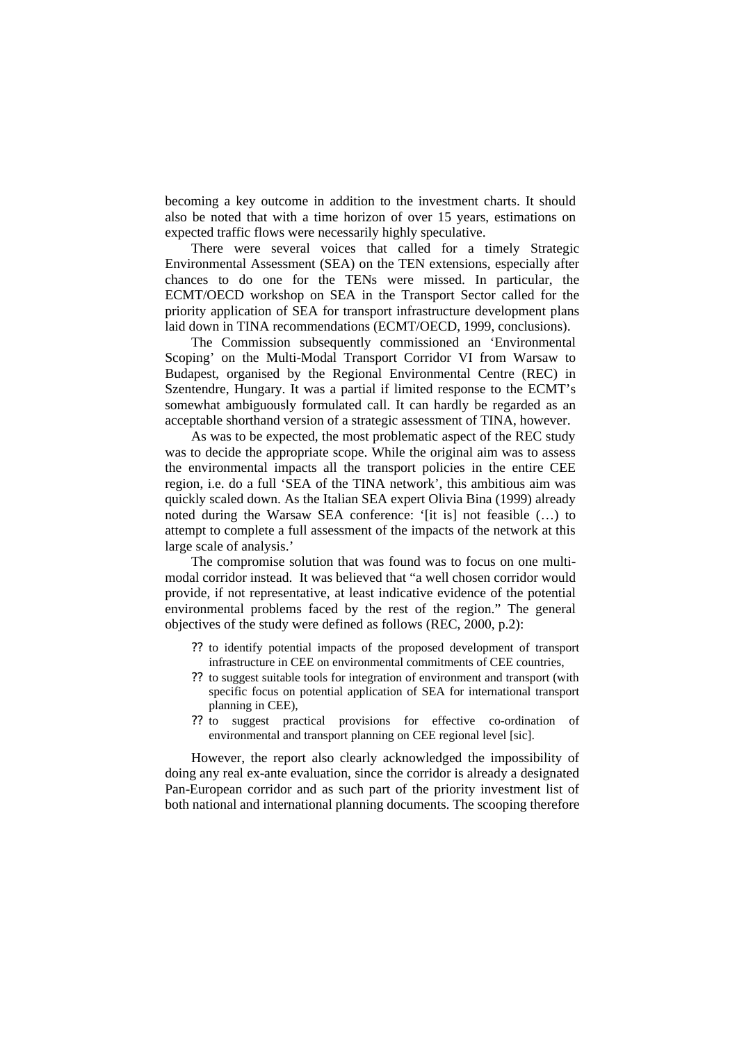becoming a key outcome in addition to the investment charts. It should also be noted that with a time horizon of over 15 years, estimations on expected traffic flows were necessarily highly speculative.

There were several voices that called for a timely Strategic Environmental Assessment (SEA) on the TEN extensions, especially after chances to do one for the TENs were missed. In particular, the ECMT/OECD workshop on SEA in the Transport Sector called for the priority application of SEA for transport infrastructure development plans laid down in TINA recommendations (ECMT/OECD, 1999, conclusions).

The Commission subsequently commissioned an 'Environmental Scoping' on the Multi-Modal Transport Corridor VI from Warsaw to Budapest, organised by the Regional Environmental Centre (REC) in Szentendre, Hungary. It was a partial if limited response to the ECMT's somewhat ambiguously formulated call. It can hardly be regarded as an acceptable shorthand version of a strategic assessment of TINA, however.

As was to be expected, the most problematic aspect of the REC study was to decide the appropriate scope. While the original aim was to assess the environmental impacts all the transport policies in the entire CEE region, i.e. do a full 'SEA of the TINA network', this ambitious aim was quickly scaled down. As the Italian SEA expert Olivia Bina (1999) already noted during the Warsaw SEA conference: '[it is] not feasible (…) to attempt to complete a full assessment of the impacts of the network at this large scale of analysis.'

The compromise solution that was found was to focus on one multi-modal corridor instead. It was believed that "a well chosen corridor would provide, if not representative, at least indicative evidence of the potential environmental problems faced by the rest of the region." The general objectives of the study were defined as follows (REC, 2000, p.2):

- to identify potential impacts of the proposed development of transport infrastructure in CEE on environmental commitments of CEE countries,
- to suggest suitable tools for integration of environment and transport (with specific focus on potential application of SEA for international transport planning in CEE),
- to suggest practical provisions for effective co-ordination of environmental and transport planning on CEE regional level [sic].

However, the report also clearly acknowledged the impossibility of doing any real ex-ante evaluation, since the corridor is already a designated Pan-European corridor and as such part of the priority investment list of both national and international planning documents. The scooping therefore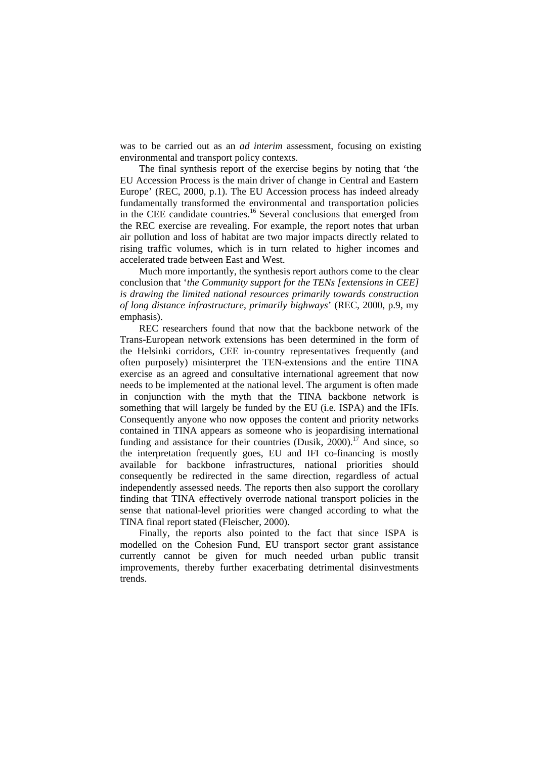was to be carried out as an *ad interim* assessment, focusing on existing environmental and transport policy contexts.

The final synthesis report of the exercise begins by noting that 'the EU Accession Process is the main driver of change in Central and Eastern Europe' (REC, 2000, p.1). The EU Accession process has indeed already fundamentally transformed the environmental and transportation policies in the CEE candidate countries.[16] Several conclusions that emerged from the REC exercise are revealing. For example, the report notes that urban air pollution and loss of habitat are two major impacts directly related to rising traffic volumes, which is in turn related to higher incomes and accelerated trade between East and West.

Much more importantly, the synthesis report authors come to the clear conclusion that '*the Community support for the TENs [extensions in CEE] is drawing the limited national resources primarily towards construction of long distance infrastructure, primarily highways*' (REC, 2000, p.9, my emphasis).

REC researchers found that now that the backbone network of the Trans-European network extensions has been determined in the form of the Helsinki corridors, CEE in-country representatives frequently (and often purposely) misinterpret the TEN-extensions and the entire TINA exercise as an agreed and consultative international agreement that now needs to be implemented at the national level. The argument is often made in conjunction with the myth that the TINA backbone network is something that will largely be funded by the EU (i.e. ISPA) and the IFIs. Consequently anyone who now opposes the content and priority networks contained in TINA appears as someone who is jeopardising international funding and assistance for their countries (Dusik, 2000).[17] And since, so the interpretation frequently goes, EU and IFI co-financing is mostly available for backbone infrastructures, national priorities should consequently be redirected in the same direction, regardless of actual independently assessed needs. The reports then also support the corollary finding that TINA effectively overrode national transport policies in the sense that national-level priorities were changed according to what the TINA final report stated (Fleischer, 2000).

Finally, the reports also pointed to the fact that since ISPA is modelled on the Cohesion Fund, EU transport sector grant assistance currently cannot be given for much needed urban public transit improvements, thereby further exacerbating detrimental disinvestments trends.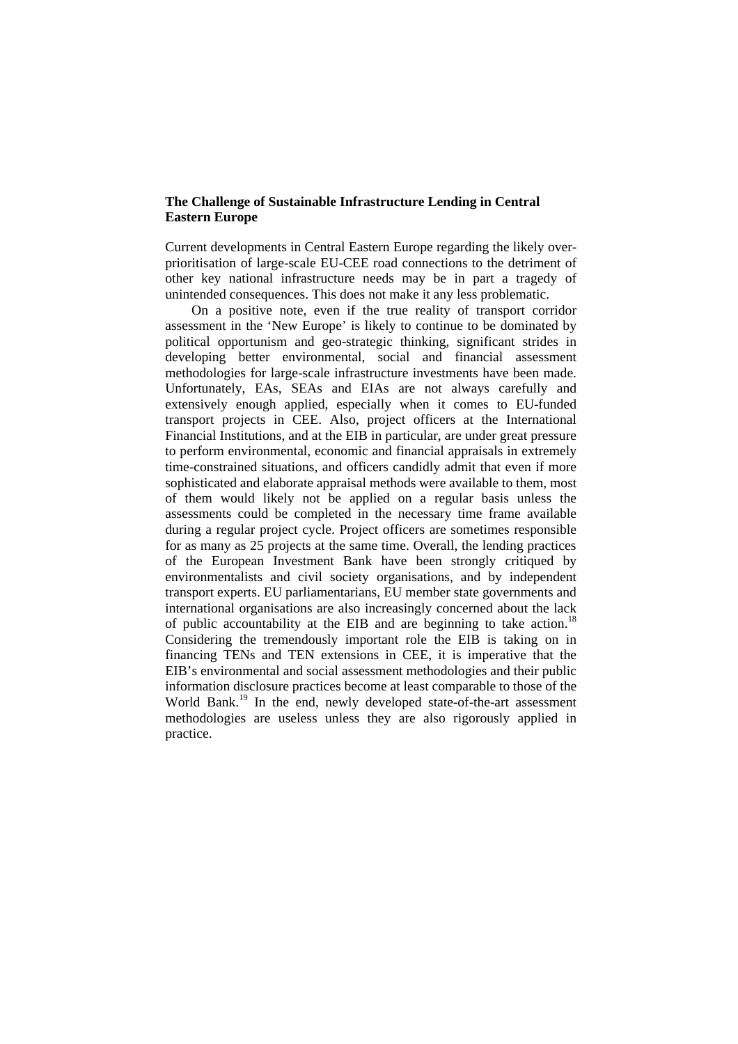## The Challenge of Sustainable Infrastructure Lending in Central Eastern Europe

Current developments in Central Eastern Europe regarding the likely over-prioritisation of large-scale EU-CEE road connections to the detriment of other key national infrastructure needs may be in part a tragedy of unintended consequences. This does not make it any less problematic.

On a positive note, even if the true reality of transport corridor assessment in the 'New Europe' is likely to continue to be dominated by political opportunism and geo-strategic thinking, significant strides in developing better environmental, social and financial assessment methodologies for large-scale infrastructure investments have been made. Unfortunately, EAs, SEAs and EIAs are not always carefully and extensively enough applied, especially when it comes to EU-funded transport projects in CEE. Also, project officers at the International Financial Institutions, and at the EIB in particular, are under great pressure to perform environmental, economic and financial appraisals in extremely time-constrained situations, and officers candidly admit that even if more sophisticated and elaborate appraisal methods were available to them, most of them would likely not be applied on a regular basis unless the assessments could be completed in the necessary time frame available during a regular project cycle. Project officers are sometimes responsible for as many as 25 projects at the same time. Overall, the lending practices of the European Investment Bank have been strongly critiqued by environmentalists and civil society organisations, and by independent transport experts. EU parliamentarians, EU member state governments and international organisations are also increasingly concerned about the lack of public accountability at the EIB and are beginning to take action.[18] Considering the tremendously important role the EIB is taking on in financing TENs and TEN extensions in CEE, it is imperative that the EIB's environmental and social assessment methodologies and their public information disclosure practices become at least comparable to those of the World Bank.[19] In the end, newly developed state-of-the-art assessment methodologies are useless unless they are also rigorously applied in practice.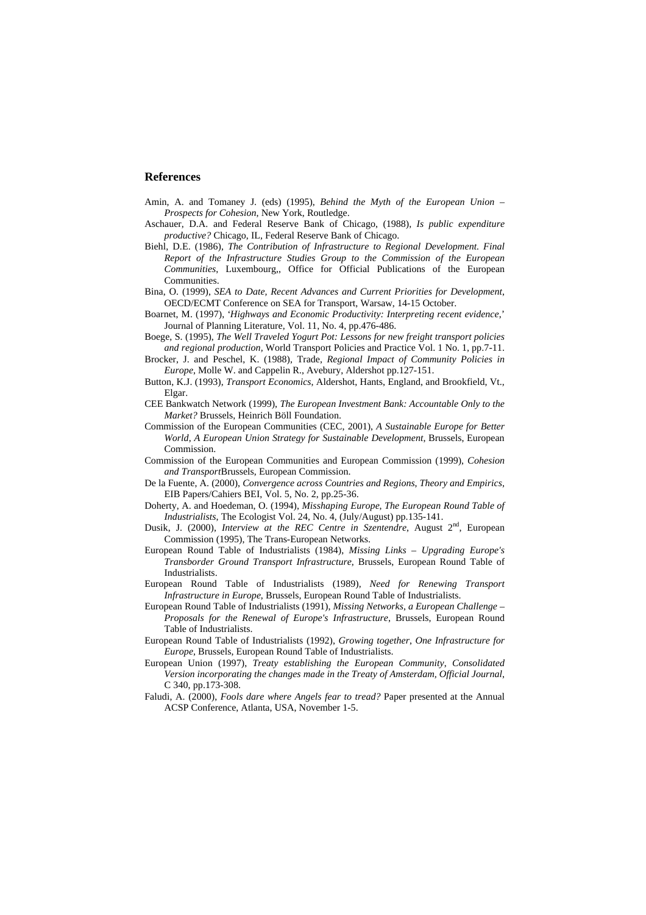## References

Amin, A. and Tomaney J. (eds) (1995), *Behind the Myth of the European Union – Prospects for Cohesion*, New York, Routledge.

Aschauer, D.A. and Federal Reserve Bank of Chicago, (1988), *Is public expenditure productive?* Chicago, IL, Federal Reserve Bank of Chicago.

Biehl, D.E. (1986), *The Contribution of Infrastructure to Regional Development. Final Report of the Infrastructure Studies Group to the Commission of the European Communities*, Luxembourg,, Office for Official Publications of the European Communities.

Bina, O. (1999), *SEA to Date, Recent Advances and Current Priorities for Development*, OECD/ECMT Conference on SEA for Transport, Warsaw, 14-15 October.

Boarnet, M. (1997), *'Highways and Economic Productivity: Interpreting recent evidence,'* Journal of Planning Literature, Vol. 11, No. 4, pp.476-486.

Boege, S. (1995), *The Well Traveled Yogurt Pot: Lessons for new freight transport policies and regional production*, World Transport Policies and Practice Vol. 1 No. 1, pp.7-11.

Brocker, J. and Peschel, K. (1988), Trade, *Regional Impact of Community Policies in Europe*, Molle W. and Cappelin R., Avebury, Aldershot pp.127-151.

Button, K.J. (1993), *Transport Economics*, Aldershot, Hants, England, and Brookfield, Vt., Elgar.

CEE Bankwatch Network (1999), *The European Investment Bank: Accountable Only to the Market?* Brussels, Heinrich Böll Foundation.

Commission of the European Communities (CEC, 2001), *A Sustainable Europe for Better World, A European Union Strategy for Sustainable Development*, Brussels, European Commission.

Commission of the European Communities and European Commission (1999), *Cohesion and Transport*Brussels, European Commission.

De la Fuente, A. (2000), *Convergence across Countries and Regions, Theory and Empirics*, EIB Papers/Cahiers BEI, Vol. 5, No. 2, pp.25-36.

Doherty, A. and Hoedeman, O. (1994), *Misshaping Europe, The European Round Table of Industrialists*, The Ecologist Vol. 24, No. 4, (July/August) pp.135-141.

Dusik, J. (2000), *Interview at the REC Centre in Szentendre*, August 2nd, European Commission (1995), The Trans-European Networks.

European Round Table of Industrialists (1984), *Missing Links – Upgrading Europe's Transborder Ground Transport Infrastructure*, Brussels, European Round Table of Industrialists.

European Round Table of Industrialists (1989), *Need for Renewing Transport Infrastructure in Europe*, Brussels, European Round Table of Industrialists.

European Round Table of Industrialists (1991), *Missing Networks, a European Challenge – Proposals for the Renewal of Europe's Infrastructure*, Brussels, European Round Table of Industrialists.

European Round Table of Industrialists (1992), *Growing together, One Infrastructure for Europe*, Brussels, European Round Table of Industrialists.

European Union (1997), *Treaty establishing the European Community, Consolidated Version incorporating the changes made in the Treaty of Amsterdam, Official Journal*, C 340, pp.173-308.

Faludi, A. (2000), *Fools dare where Angels fear to tread?* Paper presented at the Annual ACSP Conference, Atlanta, USA, November 1-5.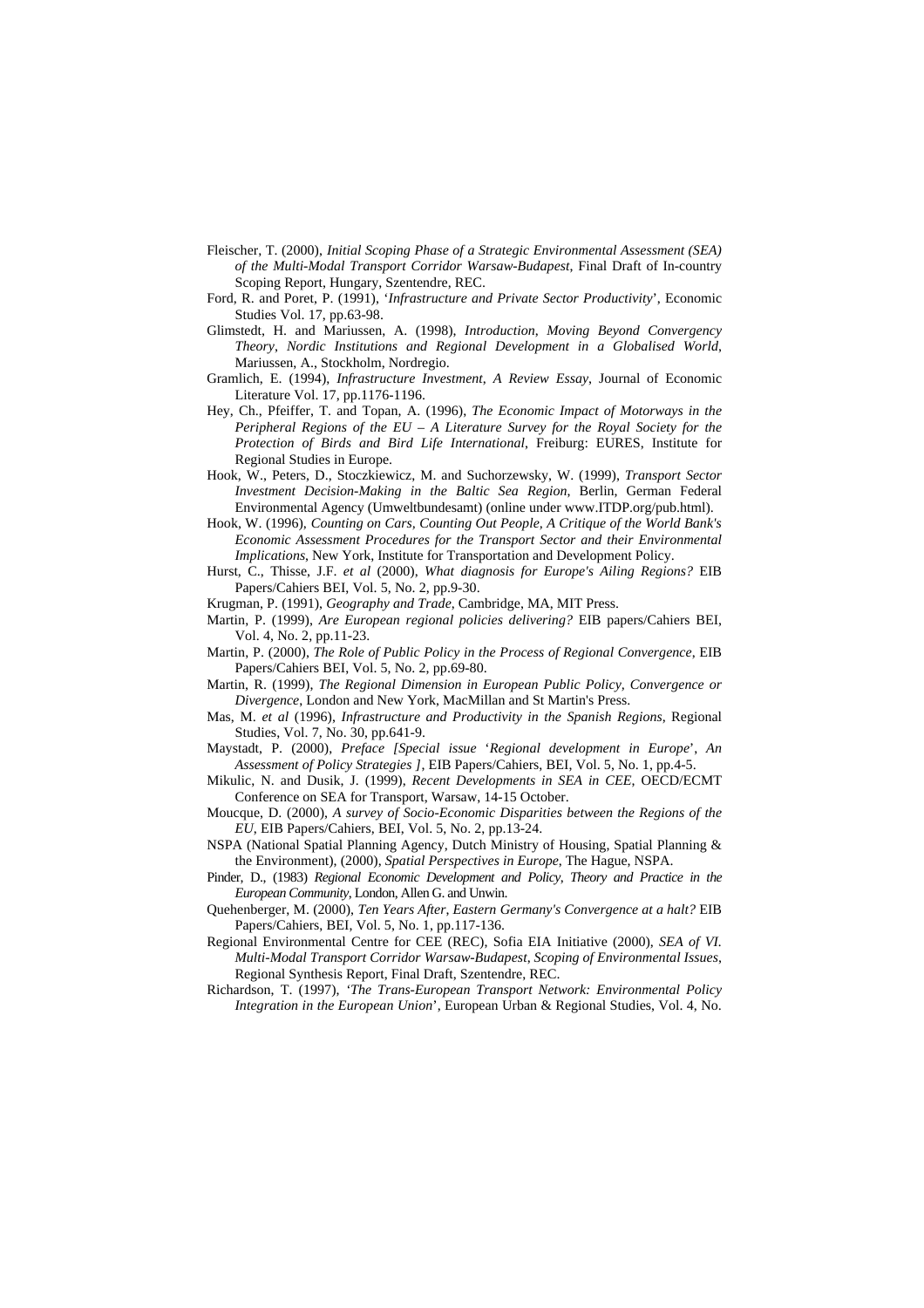Fleischer, T. (2000), *Initial Scoping Phase of a Strategic Environmental Assessment (SEA) of the Multi-Modal Transport Corridor Warsaw-Budapest*, Final Draft of In-country Scoping Report, Hungary, Szentendre, REC.

Ford, R. and Poret, P. (1991), '*Infrastructure and Private Sector Productivity*', Economic Studies Vol. 17, pp.63-98.

Glimstedt, H. and Mariussen, A. (1998), *Introduction, Moving Beyond Convergency Theory, Nordic Institutions and Regional Development in a Globalised World*, Mariussen, A., Stockholm, Nordregio.

Gramlich, E. (1994), *Infrastructure Investment, A Review Essay*, Journal of Economic Literature Vol. 17, pp.1176-1196.

Hey, Ch., Pfeiffer, T. and Topan, A. (1996), *The Economic Impact of Motorways in the Peripheral Regions of the EU – A Literature Survey for the Royal Society for the Protection of Birds and Bird Life International*, Freiburg: EURES, Institute for Regional Studies in Europe.

Hook, W., Peters, D., Stoczkiewicz, M. and Suchorzewsky, W. (1999), *Transport Sector Investment Decision-Making in the Baltic Sea Region*, Berlin, German Federal Environmental Agency (Umweltbundesamt) (online under www.ITDP.org/pub.html).

Hook, W. (1996), *Counting on Cars, Counting Out People, A Critique of the World Bank's Economic Assessment Procedures for the Transport Sector and their Environmental Implications*, New York, Institute for Transportation and Development Policy.

Hurst, C., Thisse, J.F. *et al* (2000), *What diagnosis for Europe's Ailing Regions?* EIB Papers/Cahiers BEI, Vol. 5, No. 2, pp.9-30.

Krugman, P. (1991), *Geography and Trade*, Cambridge, MA, MIT Press.

Martin, P. (1999), *Are European regional policies delivering?* EIB papers/Cahiers BEI, Vol. 4, No. 2, pp.11-23.

Martin, P. (2000), *The Role of Public Policy in the Process of Regional Convergence*, EIB Papers/Cahiers BEI, Vol. 5, No. 2, pp.69-80.

Martin, R. (1999), *The Regional Dimension in European Public Policy, Convergence or Divergence*, London and New York, MacMillan and St Martin's Press.

Mas, M. *et al* (1996), *Infrastructure and Productivity in the Spanish Regions*, Regional Studies, Vol. 7, No. 30, pp.641-9.

Maystadt, P. (2000), *Preface [Special issue* '*Regional development in Europe*', *An Assessment of Policy Strategies ]*, EIB Papers/Cahiers, BEI, Vol. 5, No. 1, pp.4-5.

Mikulic, N. and Dusik, J. (1999), *Recent Developments in SEA in CEE*, OECD/ECMT Conference on SEA for Transport, Warsaw, 14-15 October.

Moucque, D. (2000), *A survey of Socio-Economic Disparities between the Regions of the EU*, EIB Papers/Cahiers, BEI, Vol. 5, No. 2, pp.13-24.

NSPA (National Spatial Planning Agency, Dutch Ministry of Housing, Spatial Planning & the Environment), (2000), *Spatial Perspectives in Europe*, The Hague, NSPA.

Pinder, D., (1983) *Regional Economic Development and Policy, Theory and Practice in the European Community*, London, Allen G. and Unwin.

Quehenberger, M. (2000), *Ten Years After, Eastern Germany's Convergence at a halt?* EIB Papers/Cahiers, BEI, Vol. 5, No. 1, pp.117-136.

Regional Environmental Centre for CEE (REC), Sofia EIA Initiative (2000), *SEA of VI. Multi-Modal Transport Corridor Warsaw-Budapest, Scoping of Environmental Issues*, Regional Synthesis Report, Final Draft, Szentendre, REC.

Richardson, T. (1997), '*The Trans-European Transport Network: Environmental Policy Integration in the European Union*', European Urban & Regional Studies, Vol. 4, No.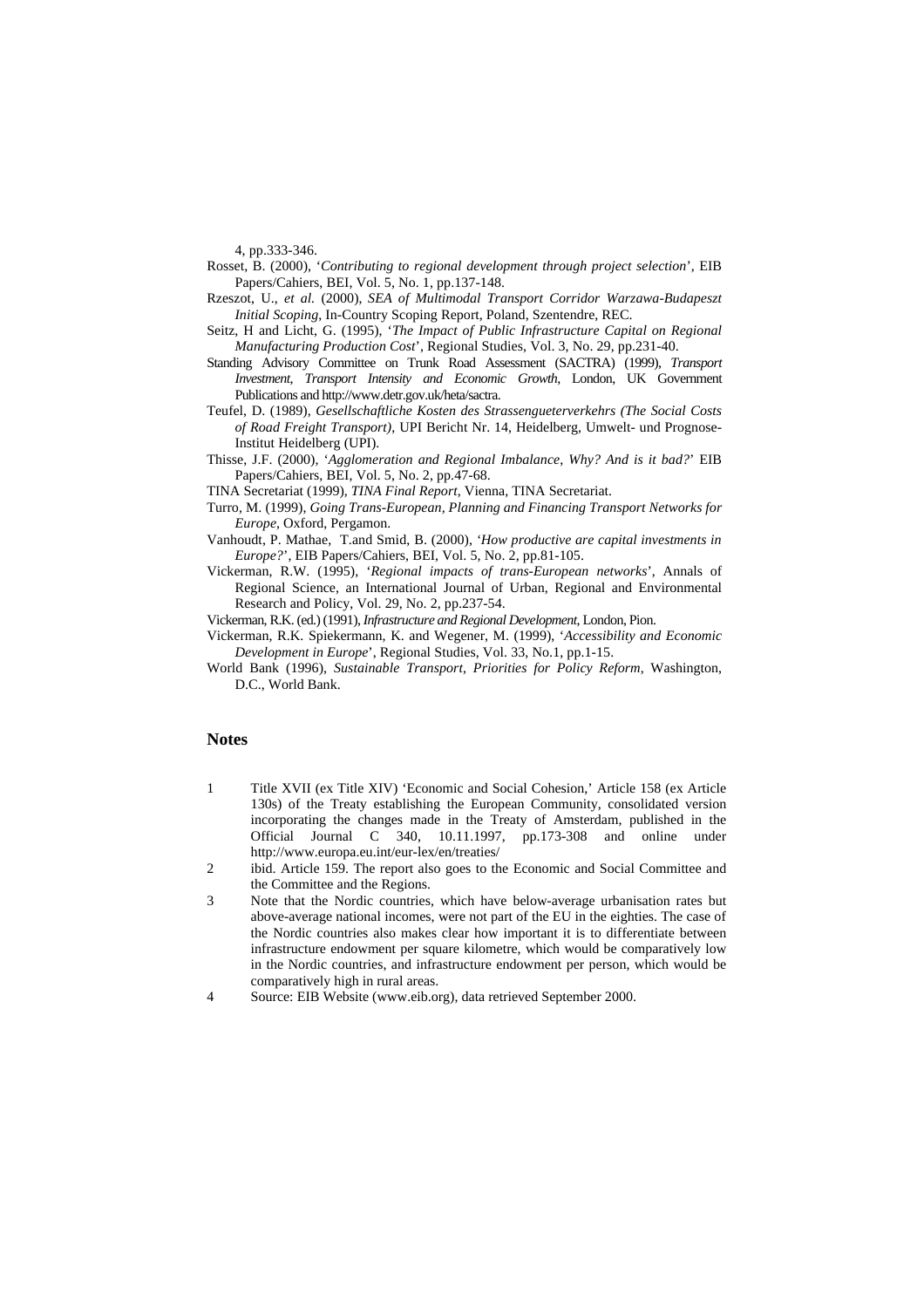4, pp.333-346.

Rosset, B. (2000), '*Contributing to regional development through project selection*', EIB Papers/Cahiers, BEI, Vol. 5, No. 1, pp.137-148.

Rzeszot, U., *et al.* (2000), *SEA of Multimodal Transport Corridor Warzawa-Budapeszt Initial Scoping*, In-Country Scoping Report, Poland, Szentendre, REC.

Seitz, H and Licht, G. (1995), '*The Impact of Public Infrastructure Capital on Regional Manufacturing Production Cost*', Regional Studies, Vol. 3, No. 29, pp.231-40.

Standing Advisory Committee on Trunk Road Assessment (SACTRA) (1999), *Transport Investment, Transport Intensity and Economic Growth*, London, UK Government Publications and http://www.detr.gov.uk/heta/sactra.

Teufel, D. (1989), *Gesellschaftliche Kosten des Strassengueterverkehrs (The Social Costs of Road Freight Transport)*, UPI Bericht Nr. 14, Heidelberg, Umwelt- und Prognose-Institut Heidelberg (UPI).

Thisse, J.F. (2000), '*Agglomeration and Regional Imbalance, Why? And is it bad?*' EIB Papers/Cahiers, BEI, Vol. 5, No. 2, pp.47-68.

TINA Secretariat (1999), *TINA Final Report*, Vienna, TINA Secretariat.

Turro, M. (1999), *Going Trans-European, Planning and Financing Transport Networks for Europe*, Oxford, Pergamon.

Vanhoudt, P. Mathae, T.and Smid, B. (2000), '*How productive are capital investments in Europe?*', EIB Papers/Cahiers, BEI, Vol. 5, No. 2, pp.81-105.

Vickerman, R.W. (1995), '*Regional impacts of trans-European networks*', Annals of Regional Science, an International Journal of Urban, Regional and Environmental Research and Policy, Vol. 29, No. 2, pp.237-54.

Vickerman, R.K. (ed.) (1991), *Infrastructure and Regional Development*, London, Pion.

Vickerman, R.K. Spiekermann, K. and Wegener, M. (1999), '*Accessibility and Economic Development in Europe*', Regional Studies, Vol. 33, No.1, pp.1-15.

World Bank (1996), *Sustainable Transport, Priorities for Policy Reform*, Washington, D.C., World Bank.

## Notes

1. Title XVII (ex Title XIV) 'Economic and Social Cohesion,' Article 158 (ex Article 130s) of the Treaty establishing the European Community, consolidated version incorporating the changes made in the Treaty of Amsterdam, published in the Official Journal C 340, 10.11.1997, pp.173-308 and online under http://www.europa.eu.int/eur-lex/en/treaties/
2. ibid. Article 159. The report also goes to the Economic and Social Committee and the Committee and the Regions.
3. Note that the Nordic countries, which have below-average urbanisation rates but above-average national incomes, were not part of the EU in the eighties. The case of the Nordic countries also makes clear how important it is to differentiate between infrastructure endowment per square kilometre, which would be comparatively low in the Nordic countries, and infrastructure endowment per person, which would be comparatively high in rural areas.
4. Source: EIB Website (www.eib.org), data retrieved September 2000.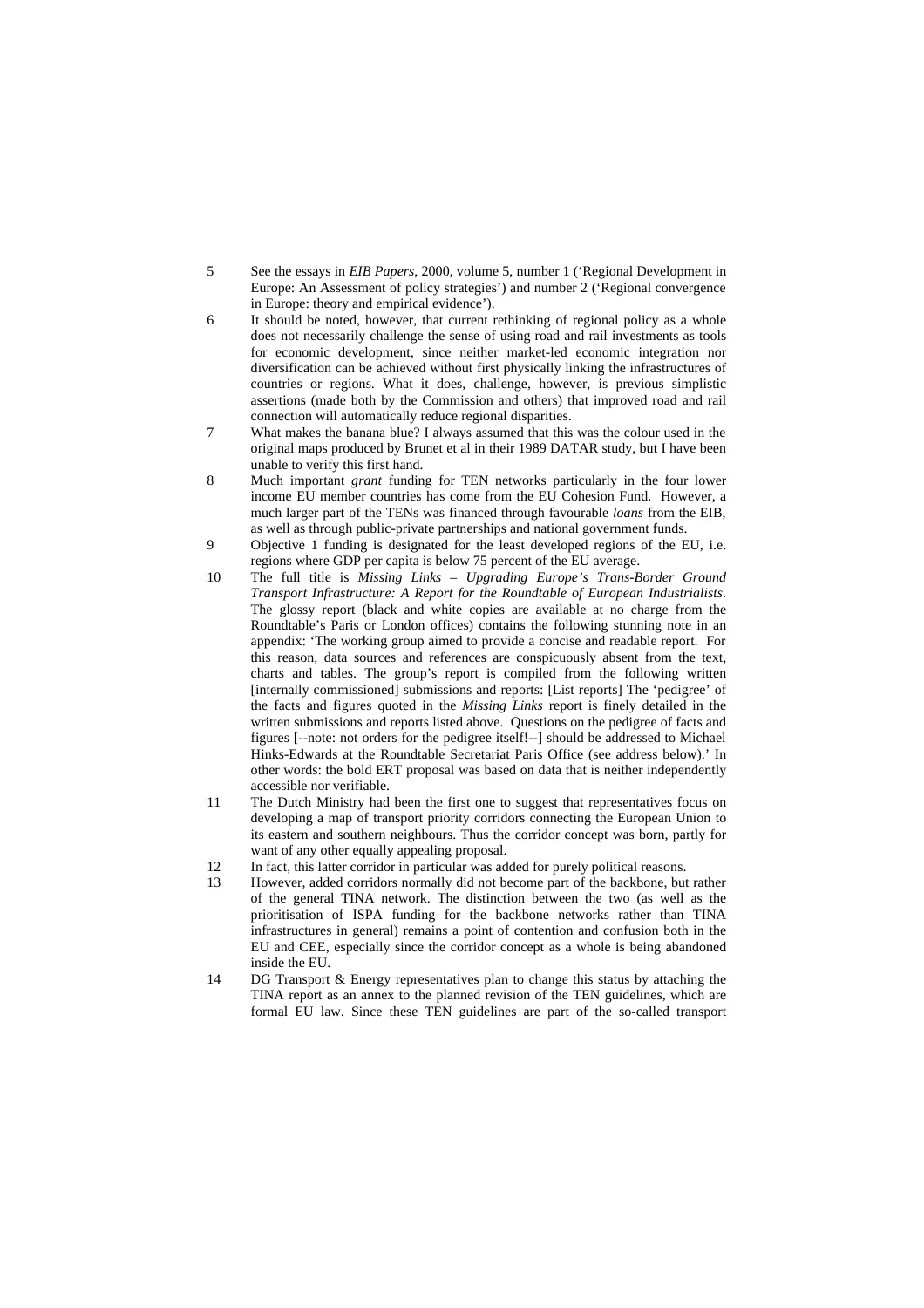5 See the essays in *EIB Papers*, 2000, volume 5, number 1 ('Regional Development in Europe: An Assessment of policy strategies') and number 2 ('Regional convergence in Europe: theory and empirical evidence').

6 It should be noted, however, that current rethinking of regional policy as a whole does not necessarily challenge the sense of using road and rail investments as tools for economic development, since neither market-led economic integration nor diversification can be achieved without first physically linking the infrastructures of countries or regions. What it does, challenge, however, is previous simplistic assertions (made both by the Commission and others) that improved road and rail connection will automatically reduce regional disparities.

7 What makes the banana blue? I always assumed that this was the colour used in the original maps produced by Brunet et al in their 1989 DATAR study, but I have been unable to verify this first hand.

8 Much important *grant* funding for TEN networks particularly in the four lower income EU member countries has come from the EU Cohesion Fund. However, a much larger part of the TENs was financed through favourable *loans* from the EIB, as well as through public-private partnerships and national government funds.

9 Objective 1 funding is designated for the least developed regions of the EU, i.e. regions where GDP per capita is below 75 percent of the EU average.

10 The full title is *Missing Links – Upgrading Europe's Trans-Border Ground Transport Infrastructure: A Report for the Roundtable of European Industrialists*. The glossy report (black and white copies are available at no charge from the Roundtable's Paris or London offices) contains the following stunning note in an appendix: 'The working group aimed to provide a concise and readable report. For this reason, data sources and references are conspicuously absent from the text, charts and tables. The group's report is compiled from the following written [internally commissioned] submissions and reports: [List reports] The 'pedigree' of the facts and figures quoted in the *Missing Links* report is finely detailed in the written submissions and reports listed above. Questions on the pedigree of facts and figures [--note: not orders for the pedigree itself!--] should be addressed to Michael Hinks-Edwards at the Roundtable Secretariat Paris Office (see address below).' In other words: the bold ERT proposal was based on data that is neither independently accessible nor verifiable.

11 The Dutch Ministry had been the first one to suggest that representatives focus on developing a map of transport priority corridors connecting the European Union to its eastern and southern neighbours. Thus the corridor concept was born, partly for want of any other equally appealing proposal.

12 In fact, this latter corridor in particular was added for purely political reasons.

13 However, added corridors normally did not become part of the backbone, but rather of the general TINA network. The distinction between the two (as well as the prioritisation of ISPA funding for the backbone networks rather than TINA infrastructures in general) remains a point of contention and confusion both in the EU and CEE, especially since the corridor concept as a whole is being abandoned inside the EU.

14 DG Transport & Energy representatives plan to change this status by attaching the TINA report as an annex to the planned revision of the TEN guidelines, which are formal EU law. Since these TEN guidelines are part of the so-called transport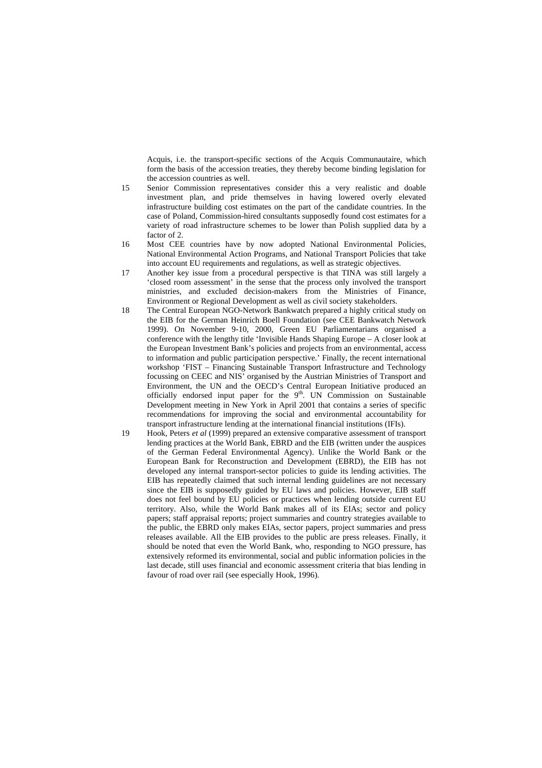Acquis, i.e. the transport-specific sections of the Acquis Communautaire, which form the basis of the accession treaties, they thereby become binding legislation for the accession countries as well.

15 Senior Commission representatives consider this a very realistic and doable investment plan, and pride themselves in having lowered overly elevated infrastructure building cost estimates on the part of the candidate countries. In the case of Poland, Commission-hired consultants supposedly found cost estimates for a variety of road infrastructure schemes to be lower than Polish supplied data by a factor of 2.

16 Most CEE countries have by now adopted National Environmental Policies, National Environmental Action Programs, and National Transport Policies that take into account EU requirements and regulations, as well as strategic objectives.

17 Another key issue from a procedural perspective is that TINA was still largely a 'closed room assessment' in the sense that the process only involved the transport ministries, and excluded decision-makers from the Ministries of Finance, Environment or Regional Development as well as civil society stakeholders.

18 The Central European NGO-Network Bankwatch prepared a highly critical study on the EIB for the German Heinrich Boell Foundation (see CEE Bankwatch Network 1999). On November 9-10, 2000, Green EU Parliamentarians organised a conference with the lengthy title 'Invisible Hands Shaping Europe – A closer look at the European Investment Bank's policies and projects from an environmental, access to information and public participation perspective.' Finally, the recent international workshop 'FIST – Financing Sustainable Transport Infrastructure and Technology focussing on CEEC and NIS' organised by the Austrian Ministries of Transport and Environment, the UN and the OECD's Central European Initiative produced an officially endorsed input paper for the 9th. UN Commission on Sustainable Development meeting in New York in April 2001 that contains a series of specific recommendations for improving the social and environmental accountability for transport infrastructure lending at the international financial institutions (IFIs).

19 Hook, Peters *et al* (1999) prepared an extensive comparative assessment of transport lending practices at the World Bank, EBRD and the EIB (written under the auspices of the German Federal Environmental Agency). Unlike the World Bank or the European Bank for Reconstruction and Development (EBRD), the EIB has not developed any internal transport-sector policies to guide its lending activities. The EIB has repeatedly claimed that such internal lending guidelines are not necessary since the EIB is supposedly guided by EU laws and policies. However, EIB staff does not feel bound by EU policies or practices when lending outside current EU territory. Also, while the World Bank makes all of its EIAs; sector and policy papers; staff appraisal reports; project summaries and country strategies available to the public, the EBRD only makes EIAs, sector papers, project summaries and press releases available. All the EIB provides to the public are press releases. Finally, it should be noted that even the World Bank, who, responding to NGO pressure, has extensively reformed its environmental, social and public information policies in the last decade, still uses financial and economic assessment criteria that bias lending in favour of road over rail (see especially Hook, 1996).